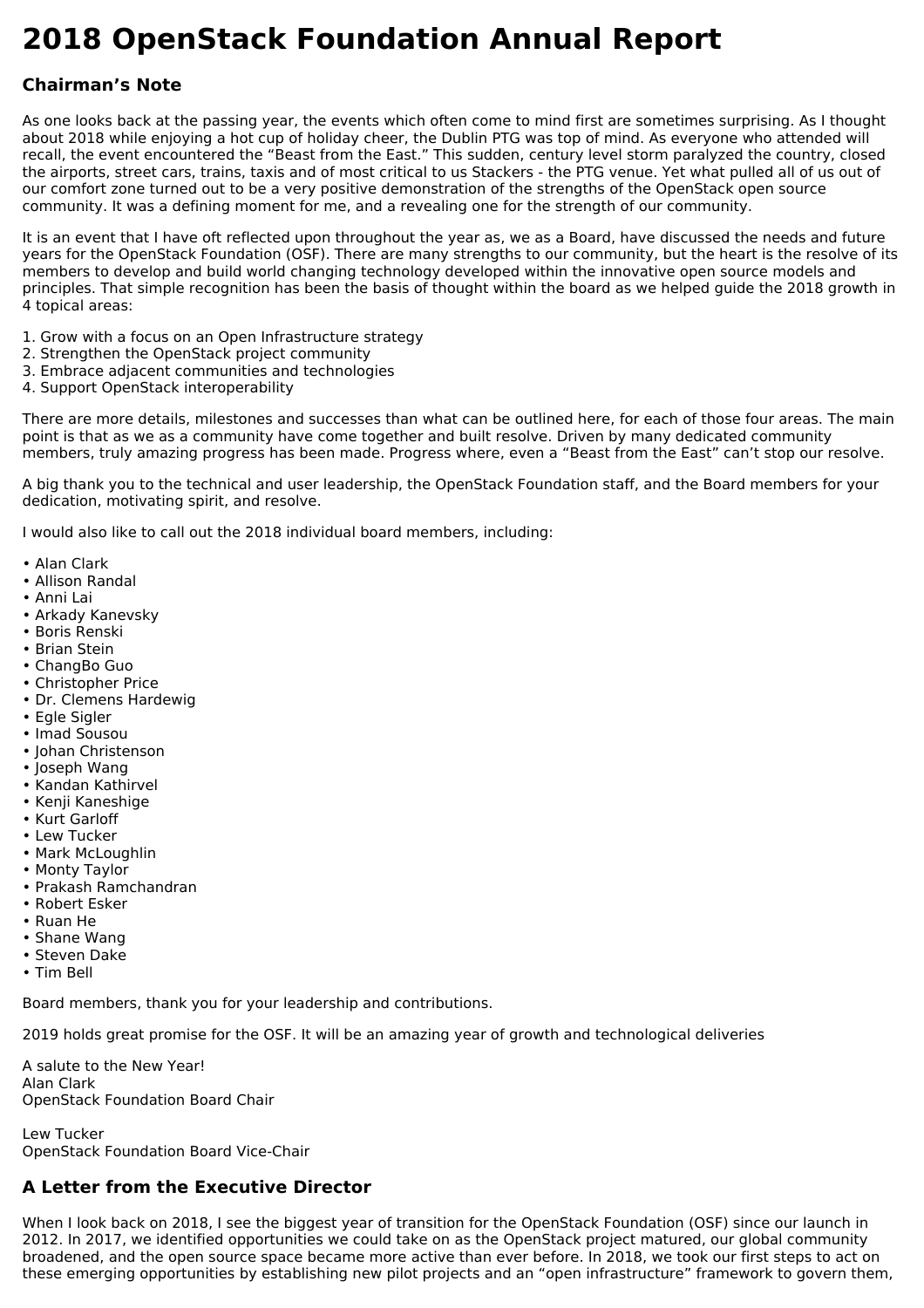# 2018 OpenStack Foundation Annual Report

## Chairman's Note

As one looks back at the passing year, the events which often come to mind first are sometimes surprising. As I thought about 2018 while enjoying a hot cup of holiday cheer, the Dublin PTG was top of mind. As everyone who attended will recall, the event encountered the "Beast from the East." This sudden, century level storm paralyzed the country, closed the airports, street cars, trains, taxis and of most critical to us Stackers - the PTG venue. Yet what pulled all of us out of our comfort zone turned out to be a very positive demonstration of the strengths of the OpenStack open source community. It was a defining moment for me, and a revealing one for the strength of our community.

It is an event that I have oft reflected upon throughout the year as, we as a Board, have discussed the needs and future years for the OpenStack Foundation (OSF). There are many strengths to our community, but the heart is the resolve of its members to develop and build world changing technology developed within the innovative open source models and principles. That simple recognition has been the basis of thought within the board as we helped guide the 2018 growth in 4 topical areas:

1. Grow with a focus on an Open Infrastructure strategy
2. Strengthen the OpenStack project community
3. Embrace adjacent communities and technologies
4. Support OpenStack interoperability

There are more details, milestones and successes than what can be outlined here, for each of those four areas. The main point is that as we as a community have come together and built resolve. Driven by many dedicated community members, truly amazing progress has been made. Progress where, even a "Beast from the East" can't stop our resolve.

A big thank you to the technical and user leadership, the OpenStack Foundation staff, and the Board members for your dedication, motivating spirit, and resolve.

I would also like to call out the 2018 individual board members, including:

- Alan Clark
- Allison Randal
- Anni Lai
- Arkady Kanevsky
- Boris Renski
- Brian Stein
- ChangBo Guo
- Christopher Price
- Dr. Clemens Hardewig
- Egle Sigler
- Imad Sousou
- Johan Christenson
- Joseph Wang
- Kandan Kathirvel
- Kenji Kaneshige
- Kurt Garloff
- Lew Tucker
- Mark McLoughlin
- Monty Taylor
- Prakash Ramchandran
- Robert Esker
- Ruan He
- Shane Wang
- Steven Dake
- Tim Bell

Board members, thank you for your leadership and contributions.

2019 holds great promise for the OSF. It will be an amazing year of growth and technological deliveries

A salute to the New Year!
Alan Clark
OpenStack Foundation Board Chair

Lew Tucker
OpenStack Foundation Board Vice-Chair

## A Letter from the Executive Director

When I look back on 2018, I see the biggest year of transition for the OpenStack Foundation (OSF) since our launch in 2012. In 2017, we identified opportunities we could take on as the OpenStack project matured, our global community broadened, and the open source space became more active than ever before. In 2018, we took our first steps to act on these emerging opportunities by establishing new pilot projects and an "open infrastructure" framework to govern them,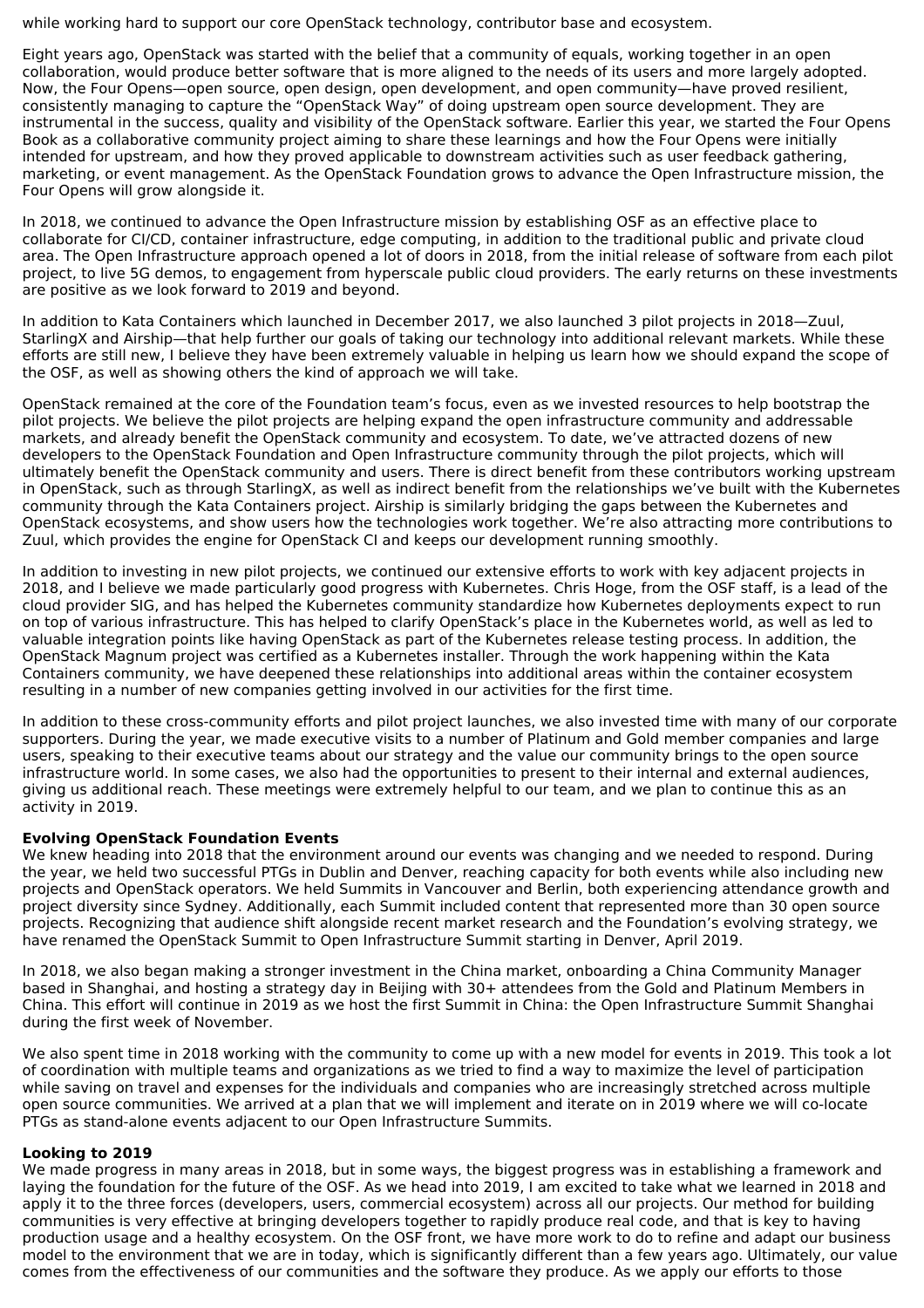while working hard to support our core OpenStack technology, contributor base and ecosystem.

Eight years ago, OpenStack was started with the belief that a community of equals, working together in an open collaboration, would produce better software that is more aligned to the needs of its users and more largely adopted. Now, the Four Opens—open source, open design, open development, and open community—have proved resilient, consistently managing to capture the "OpenStack Way" of doing upstream open source development. They are instrumental in the success, quality and visibility of the OpenStack software. Earlier this year, we started the Four Opens Book as a collaborative community project aiming to share these learnings and how the Four Opens were initially intended for upstream, and how they proved applicable to downstream activities such as user feedback gathering, marketing, or event management. As the OpenStack Foundation grows to advance the Open Infrastructure mission, the Four Opens will grow alongside it.

In 2018, we continued to advance the Open Infrastructure mission by establishing OSF as an effective place to collaborate for CI/CD, container infrastructure, edge computing, in addition to the traditional public and private cloud area. The Open Infrastructure approach opened a lot of doors in 2018, from the initial release of software from each pilot project, to live 5G demos, to engagement from hyperscale public cloud providers. The early returns on these investments are positive as we look forward to 2019 and beyond.

In addition to Kata Containers which launched in December 2017, we also launched 3 pilot projects in 2018—Zuul, StarlingX and Airship—that help further our goals of taking our technology into additional relevant markets. While these efforts are still new, I believe they have been extremely valuable in helping us learn how we should expand the scope of the OSF, as well as showing others the kind of approach we will take.

OpenStack remained at the core of the Foundation team's focus, even as we invested resources to help bootstrap the pilot projects. We believe the pilot projects are helping expand the open infrastructure community and addressable markets, and already benefit the OpenStack community and ecosystem. To date, we've attracted dozens of new developers to the OpenStack Foundation and Open Infrastructure community through the pilot projects, which will ultimately benefit the OpenStack community and users. There is direct benefit from these contributors working upstream in OpenStack, such as through StarlingX, as well as indirect benefit from the relationships we've built with the Kubernetes community through the Kata Containers project. Airship is similarly bridging the gaps between the Kubernetes and OpenStack ecosystems, and show users how the technologies work together. We're also attracting more contributions to Zuul, which provides the engine for OpenStack CI and keeps our development running smoothly.

In addition to investing in new pilot projects, we continued our extensive efforts to work with key adjacent projects in 2018, and I believe we made particularly good progress with Kubernetes. Chris Hoge, from the OSF staff, is a lead of the cloud provider SIG, and has helped the Kubernetes community standardize how Kubernetes deployments expect to run on top of various infrastructure. This has helped to clarify OpenStack's place in the Kubernetes world, as well as led to valuable integration points like having OpenStack as part of the Kubernetes release testing process. In addition, the OpenStack Magnum project was certified as a Kubernetes installer. Through the work happening within the Kata Containers community, we have deepened these relationships into additional areas within the container ecosystem resulting in a number of new companies getting involved in our activities for the first time.

In addition to these cross-community efforts and pilot project launches, we also invested time with many of our corporate supporters. During the year, we made executive visits to a number of Platinum and Gold member companies and large users, speaking to their executive teams about our strategy and the value our community brings to the open source infrastructure world. In some cases, we also had the opportunities to present to their internal and external audiences, giving us additional reach. These meetings were extremely helpful to our team, and we plan to continue this as an activity in 2019.

**Evolving OpenStack Foundation Events**

We knew heading into 2018 that the environment around our events was changing and we needed to respond. During the year, we held two successful PTGs in Dublin and Denver, reaching capacity for both events while also including new projects and OpenStack operators. We held Summits in Vancouver and Berlin, both experiencing attendance growth and project diversity since Sydney. Additionally, each Summit included content that represented more than 30 open source projects. Recognizing that audience shift alongside recent market research and the Foundation's evolving strategy, we have renamed the OpenStack Summit to Open Infrastructure Summit starting in Denver, April 2019.

In 2018, we also began making a stronger investment in the China market, onboarding a China Community Manager based in Shanghai, and hosting a strategy day in Beijing with 30+ attendees from the Gold and Platinum Members in China. This effort will continue in 2019 as we host the first Summit in China: the Open Infrastructure Summit Shanghai during the first week of November.

We also spent time in 2018 working with the community to come up with a new model for events in 2019. This took a lot of coordination with multiple teams and organizations as we tried to find a way to maximize the level of participation while saving on travel and expenses for the individuals and companies who are increasingly stretched across multiple open source communities. We arrived at a plan that we will implement and iterate on in 2019 where we will co-locate PTGs as stand-alone events adjacent to our Open Infrastructure Summits.

**Looking to 2019**

We made progress in many areas in 2018, but in some ways, the biggest progress was in establishing a framework and laying the foundation for the future of the OSF. As we head into 2019, I am excited to take what we learned in 2018 and apply it to the three forces (developers, users, commercial ecosystem) across all our projects. Our method for building communities is very effective at bringing developers together to rapidly produce real code, and that is key to having production usage and a healthy ecosystem. On the OSF front, we have more work to do to refine and adapt our business model to the environment that we are in today, which is significantly different than a few years ago. Ultimately, our value comes from the effectiveness of our communities and the software they produce. As we apply our efforts to those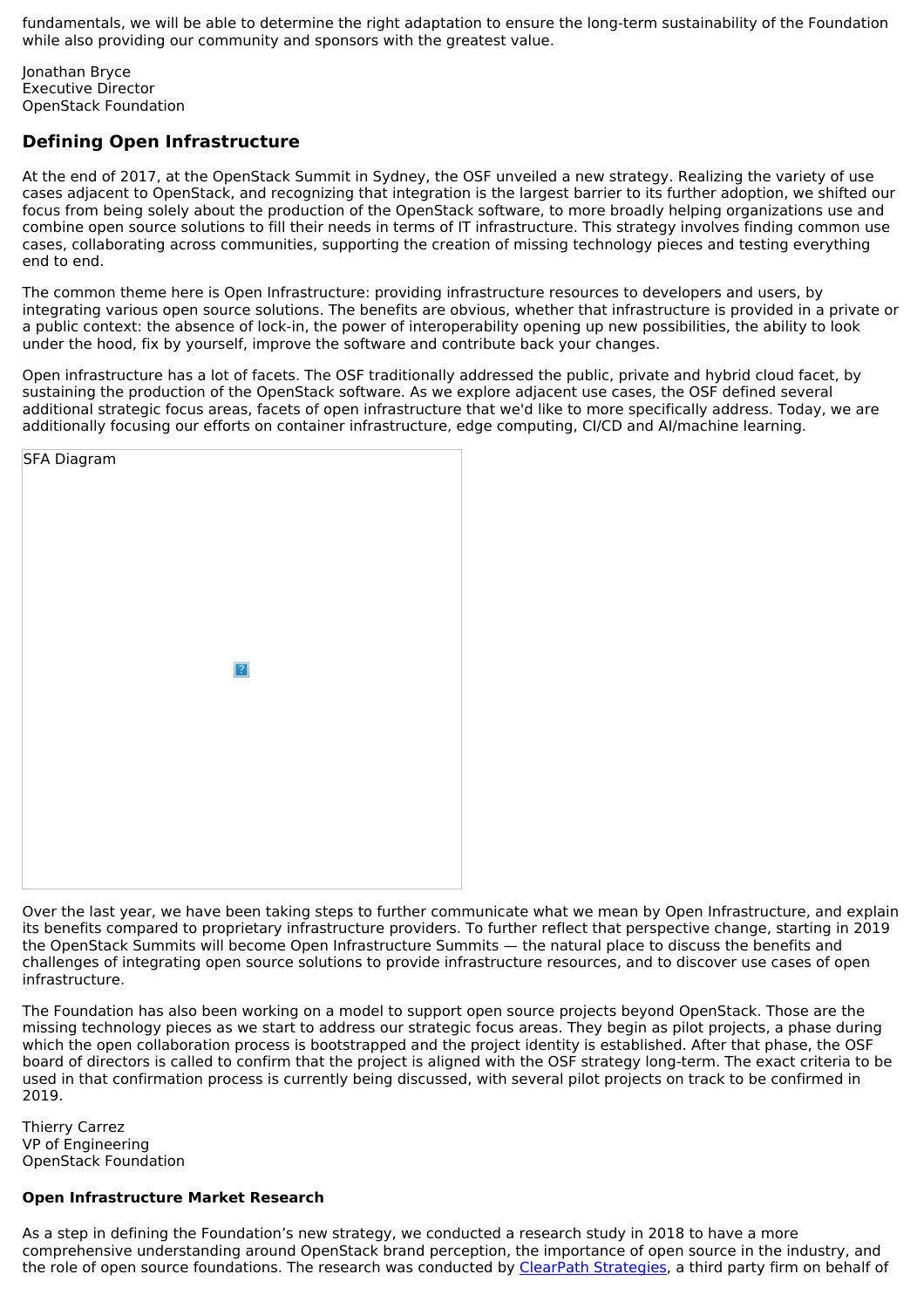fundamentals, we will be able to determine the right adaptation to ensure the long-term sustainability of the Foundation while also providing our community and sponsors with the greatest value.

Jonathan Bryce
Executive Director
OpenStack Foundation

## Defining Open Infrastructure

At the end of 2017, at the OpenStack Summit in Sydney, the OSF unveiled a new strategy. Realizing the variety of use cases adjacent to OpenStack, and recognizing that integration is the largest barrier to its further adoption, we shifted our focus from being solely about the production of the OpenStack software, to more broadly helping organizations use and combine open source solutions to fill their needs in terms of IT infrastructure. This strategy involves finding common use cases, collaborating across communities, supporting the creation of missing technology pieces and testing everything end to end.

The common theme here is Open Infrastructure: providing infrastructure resources to developers and users, by integrating various open source solutions. The benefits are obvious, whether that infrastructure is provided in a private or a public context: the absence of lock-in, the power of interoperability opening up new possibilities, the ability to look under the hood, fix by yourself, improve the software and contribute back your changes.

Open infrastructure has a lot of facets. The OSF traditionally addressed the public, private and hybrid cloud facet, by sustaining the production of the OpenStack software. As we explore adjacent use cases, the OSF defined several additional strategic focus areas, facets of open infrastructure that we'd like to more specifically address. Today, we are additionally focusing our efforts on container infrastructure, edge computing, CI/CD and AI/machine learning.

SFA Diagram

Over the last year, we have been taking steps to further communicate what we mean by Open Infrastructure, and explain its benefits compared to proprietary infrastructure providers. To further reflect that perspective change, starting in 2019 the OpenStack Summits will become Open Infrastructure Summits — the natural place to discuss the benefits and challenges of integrating open source solutions to provide infrastructure resources, and to discover use cases of open infrastructure.

The Foundation has also been working on a model to support open source projects beyond OpenStack. Those are the missing technology pieces as we start to address our strategic focus areas. They begin as pilot projects, a phase during which the open collaboration process is bootstrapped and the project identity is established. After that phase, the OSF board of directors is called to confirm that the project is aligned with the OSF strategy long-term. The exact criteria to be used in that confirmation process is currently being discussed, with several pilot projects on track to be confirmed in 2019.

Thierry Carrez
VP of Engineering
OpenStack Foundation

### Open Infrastructure Market Research

As a step in defining the Foundation's new strategy, we conducted a research study in 2018 to have a more comprehensive understanding around OpenStack brand perception, the importance of open source in the industry, and the role of open source foundations. The research was conducted by [ClearPath Strategies](), a third party firm on behalf of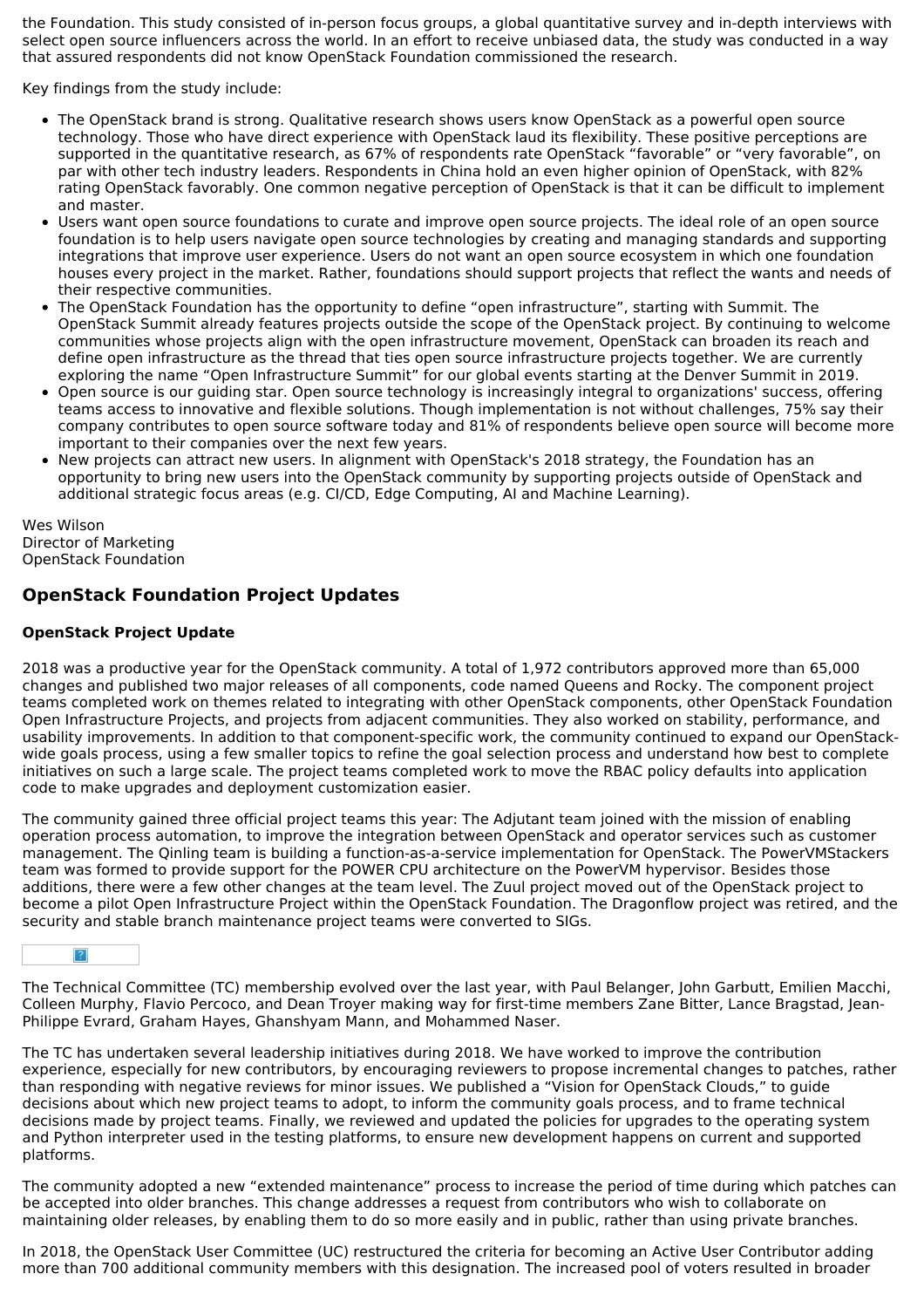the Foundation. This study consisted of in-person focus groups, a global quantitative survey and in-depth interviews with select open source influencers across the world. In an effort to receive unbiased data, the study was conducted in a way that assured respondents did not know OpenStack Foundation commissioned the research.

Key findings from the study include:

- The OpenStack brand is strong. Qualitative research shows users know OpenStack as a powerful open source technology. Those who have direct experience with OpenStack laud its flexibility. These positive perceptions are supported in the quantitative research, as 67% of respondents rate OpenStack “favorable” or “very favorable”, on par with other tech industry leaders. Respondents in China hold an even higher opinion of OpenStack, with 82% rating OpenStack favorably. One common negative perception of OpenStack is that it can be difficult to implement and master.
- Users want open source foundations to curate and improve open source projects. The ideal role of an open source foundation is to help users navigate open source technologies by creating and managing standards and supporting integrations that improve user experience. Users do not want an open source ecosystem in which one foundation houses every project in the market. Rather, foundations should support projects that reflect the wants and needs of their respective communities.
- The OpenStack Foundation has the opportunity to define “open infrastructure”, starting with Summit. The OpenStack Summit already features projects outside the scope of the OpenStack project. By continuing to welcome communities whose projects align with the open infrastructure movement, OpenStack can broaden its reach and define open infrastructure as the thread that ties open source infrastructure projects together. We are currently exploring the name “Open Infrastructure Summit” for our global events starting at the Denver Summit in 2019.
- Open source is our guiding star. Open source technology is increasingly integral to organizations' success, offering teams access to innovative and flexible solutions. Though implementation is not without challenges, 75% say their company contributes to open source software today and 81% of respondents believe open source will become more important to their companies over the next few years.
- New projects can attract new users. In alignment with OpenStack's 2018 strategy, the Foundation has an opportunity to bring new users into the OpenStack community by supporting projects outside of OpenStack and additional strategic focus areas (e.g. CI/CD, Edge Computing, AI and Machine Learning).

Wes Wilson
Director of Marketing
OpenStack Foundation

## OpenStack Foundation Project Updates

### OpenStack Project Update

2018 was a productive year for the OpenStack community. A total of 1,972 contributors approved more than 65,000 changes and published two major releases of all components, code named Queens and Rocky. The component project teams completed work on themes related to integrating with other OpenStack components, other OpenStack Foundation Open Infrastructure Projects, and projects from adjacent communities. They also worked on stability, performance, and usability improvements. In addition to that component-specific work, the community continued to expand our OpenStack-wide goals process, using a few smaller topics to refine the goal selection process and understand how best to complete initiatives on such a large scale. The project teams completed work to move the RBAC policy defaults into application code to make upgrades and deployment customization easier.

The community gained three official project teams this year: The Adjutant team joined with the mission of enabling operation process automation, to improve the integration between OpenStack and operator services such as customer management. The Qinling team is building a function-as-a-service implementation for OpenStack. The PowerVMStackers team was formed to provide support for the POWER CPU architecture on the PowerVM hypervisor. Besides those additions, there were a few other changes at the team level. The Zuul project moved out of the OpenStack project to become a pilot Open Infrastructure Project within the OpenStack Foundation. The Dragonflow project was retired, and the security and stable branch maintenance project teams were converted to SIGs.

The Technical Committee (TC) membership evolved over the last year, with Paul Belanger, John Garbutt, Emilien Macchi, Colleen Murphy, Flavio Percoco, and Dean Troyer making way for first-time members Zane Bitter, Lance Bragstad, Jean-Philippe Evrard, Graham Hayes, Ghanshyam Mann, and Mohammed Naser.

The TC has undertaken several leadership initiatives during 2018. We have worked to improve the contribution experience, especially for new contributors, by encouraging reviewers to propose incremental changes to patches, rather than responding with negative reviews for minor issues. We published a “Vision for OpenStack Clouds,” to guide decisions about which new project teams to adopt, to inform the community goals process, and to frame technical decisions made by project teams. Finally, we reviewed and updated the policies for upgrades to the operating system and Python interpreter used in the testing platforms, to ensure new development happens on current and supported platforms.

The community adopted a new “extended maintenance” process to increase the period of time during which patches can be accepted into older branches. This change addresses a request from contributors who wish to collaborate on maintaining older releases, by enabling them to do so more easily and in public, rather than using private branches.

In 2018, the OpenStack User Committee (UC) restructured the criteria for becoming an Active User Contributor adding more than 700 additional community members with this designation. The increased pool of voters resulted in broader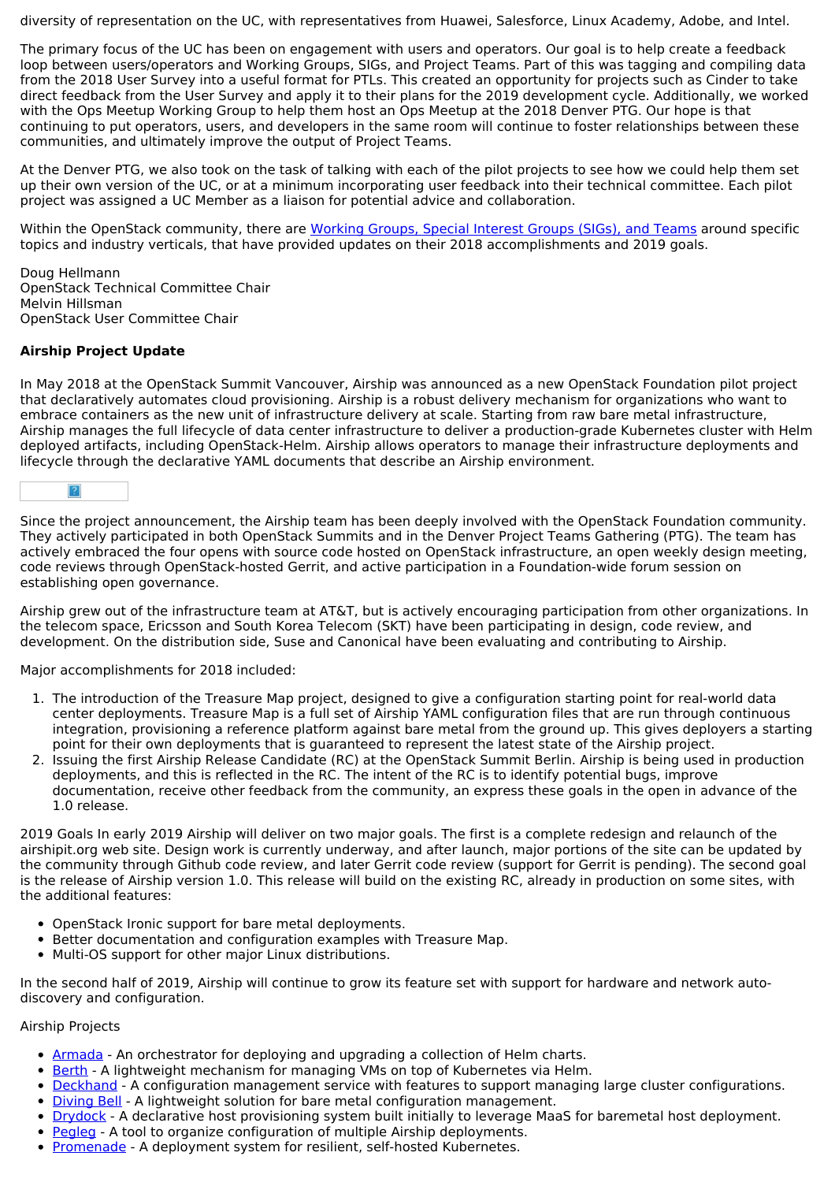diversity of representation on the UC, with representatives from Huawei, Salesforce, Linux Academy, Adobe, and Intel.

The primary focus of the UC has been on engagement with users and operators. Our goal is to help create a feedback loop between users/operators and Working Groups, SIGs, and Project Teams. Part of this was tagging and compiling data from the 2018 User Survey into a useful format for PTLs. This created an opportunity for projects such as Cinder to take direct feedback from the User Survey and apply it to their plans for the 2019 development cycle. Additionally, we worked with the Ops Meetup Working Group to help them host an Ops Meetup at the 2018 Denver PTG. Our hope is that continuing to put operators, users, and developers in the same room will continue to foster relationships between these communities, and ultimately improve the output of Project Teams.

At the Denver PTG, we also took on the task of talking with each of the pilot projects to see how we could help them set up their own version of the UC, or at a minimum incorporating user feedback into their technical committee. Each pilot project was assigned a UC Member as a liaison for potential advice and collaboration.

Within the OpenStack community, there are [Working Groups, Special Interest Groups (SIGs), and Teams] around specific topics and industry verticals, that have provided updates on their 2018 accomplishments and 2019 goals.

Doug Hellmann
OpenStack Technical Committee Chair
Melvin Hillsman
OpenStack User Committee Chair

**Airship Project Update**

In May 2018 at the OpenStack Summit Vancouver, Airship was announced as a new OpenStack Foundation pilot project that declaratively automates cloud provisioning. Airship is a robust delivery mechanism for organizations who want to embrace containers as the new unit of infrastructure delivery at scale. Starting from raw bare metal infrastructure, Airship manages the full lifecycle of data center infrastructure to deliver a production-grade Kubernetes cluster with Helm deployed artifacts, including OpenStack-Helm. Airship allows operators to manage their infrastructure deployments and lifecycle through the declarative YAML documents that describe an Airship environment.

Since the project announcement, the Airship team has been deeply involved with the OpenStack Foundation community. They actively participated in both OpenStack Summits and in the Denver Project Teams Gathering (PTG). The team has actively embraced the four opens with source code hosted on OpenStack infrastructure, an open weekly design meeting, code reviews through OpenStack-hosted Gerrit, and active participation in a Foundation-wide forum session on establishing open governance.

Airship grew out of the infrastructure team at AT&T, but is actively encouraging participation from other organizations. In the telecom space, Ericsson and South Korea Telecom (SKT) have been participating in design, code review, and development. On the distribution side, Suse and Canonical have been evaluating and contributing to Airship.

Major accomplishments for 2018 included:

1. The introduction of the Treasure Map project, designed to give a configuration starting point for real-world data center deployments. Treasure Map is a full set of Airship YAML configuration files that are run through continuous integration, provisioning a reference platform against bare metal from the ground up. This gives deployers a starting point for their own deployments that is guaranteed to represent the latest state of the Airship project.
2. Issuing the first Airship Release Candidate (RC) at the OpenStack Summit Berlin. Airship is being used in production deployments, and this is reflected in the RC. The intent of the RC is to identify potential bugs, improve documentation, receive other feedback from the community, an express these goals in the open in advance of the 1.0 release.

2019 Goals In early 2019 Airship will deliver on two major goals. The first is a complete redesign and relaunch of the airshipit.org web site. Design work is currently underway, and after launch, major portions of the site can be updated by the community through Github code review, and later Gerrit code review (support for Gerrit is pending). The second goal is the release of Airship version 1.0. This release will build on the existing RC, already in production on some sites, with the additional features:

- OpenStack Ironic support for bare metal deployments.
- Better documentation and configuration examples with Treasure Map.
- Multi-OS support for other major Linux distributions.

In the second half of 2019, Airship will continue to grow its feature set with support for hardware and network auto-discovery and configuration.

Airship Projects

- Armada - An orchestrator for deploying and upgrading a collection of Helm charts.
- Berth - A lightweight mechanism for managing VMs on top of Kubernetes via Helm.
- Deckhand - A configuration management service with features to support managing large cluster configurations.
- Diving Bell - A lightweight solution for bare metal configuration management.
- Drydock - A declarative host provisioning system built initially to leverage MaaS for baremetal host deployment.
- Pegleg - A tool to organize configuration of multiple Airship deployments.
- Promenade - A deployment system for resilient, self-hosted Kubernetes.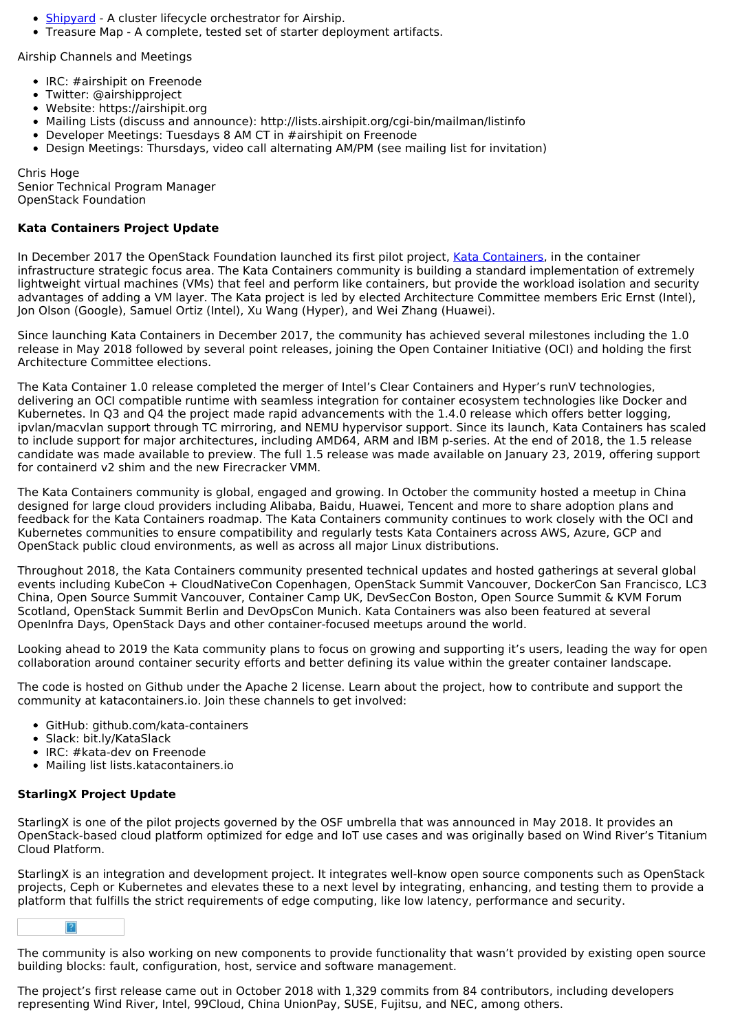- Shipyard - A cluster lifecycle orchestrator for Airship.
- Treasure Map - A complete, tested set of starter deployment artifacts.

Airship Channels and Meetings

- IRC: #airshipit on Freenode
- Twitter: @airshipproject
- Website: https://airshipit.org
- Mailing Lists (discuss and announce): http://lists.airshipit.org/cgi-bin/mailman/listinfo
- Developer Meetings: Tuesdays 8 AM CT in #airshipit on Freenode
- Design Meetings: Thursdays, video call alternating AM/PM (see mailing list for invitation)

Chris Hoge
Senior Technical Program Manager
OpenStack Foundation

**Kata Containers Project Update**

In December 2017 the OpenStack Foundation launched its first pilot project, Kata Containers, in the container infrastructure strategic focus area. The Kata Containers community is building a standard implementation of extremely lightweight virtual machines (VMs) that feel and perform like containers, but provide the workload isolation and security advantages of adding a VM layer. The Kata project is led by elected Architecture Committee members Eric Ernst (Intel), Jon Olson (Google), Samuel Ortiz (Intel), Xu Wang (Hyper), and Wei Zhang (Huawei).

Since launching Kata Containers in December 2017, the community has achieved several milestones including the 1.0 release in May 2018 followed by several point releases, joining the Open Container Initiative (OCI) and holding the first Architecture Committee elections.

The Kata Container 1.0 release completed the merger of Intel's Clear Containers and Hyper's runV technologies, delivering an OCI compatible runtime with seamless integration for container ecosystem technologies like Docker and Kubernetes. In Q3 and Q4 the project made rapid advancements with the 1.4.0 release which offers better logging, ipvlan/macvlan support through TC mirroring, and NEMU hypervisor support. Since its launch, Kata Containers has scaled to include support for major architectures, including AMD64, ARM and IBM p-series. At the end of 2018, the 1.5 release candidate was made available to preview. The full 1.5 release was made available on January 23, 2019, offering support for containerd v2 shim and the new Firecracker VMM.

The Kata Containers community is global, engaged and growing. In October the community hosted a meetup in China designed for large cloud providers including Alibaba, Baidu, Huawei, Tencent and more to share adoption plans and feedback for the Kata Containers roadmap. The Kata Containers community continues to work closely with the OCI and Kubernetes communities to ensure compatibility and regularly tests Kata Containers across AWS, Azure, GCP and OpenStack public cloud environments, as well as across all major Linux distributions.

Throughout 2018, the Kata Containers community presented technical updates and hosted gatherings at several global events including KubeCon + CloudNativeCon Copenhagen, OpenStack Summit Vancouver, DockerCon San Francisco, LC3 China, Open Source Summit Vancouver, Container Camp UK, DevSecCon Boston, Open Source Summit & KVM Forum Scotland, OpenStack Summit Berlin and DevOpsCon Munich. Kata Containers was also been featured at several OpenInfra Days, OpenStack Days and other container-focused meetups around the world.

Looking ahead to 2019 the Kata community plans to focus on growing and supporting it's users, leading the way for open collaboration around container security efforts and better defining its value within the greater container landscape.

The code is hosted on Github under the Apache 2 license. Learn about the project, how to contribute and support the community at katacontainers.io. Join these channels to get involved:

- GitHub: github.com/kata-containers
- Slack: bit.ly/KataSlack
- IRC: #kata-dev on Freenode
- Mailing list lists.katacontainers.io

**StarlingX Project Update**

StarlingX is one of the pilot projects governed by the OSF umbrella that was announced in May 2018. It provides an OpenStack-based cloud platform optimized for edge and IoT use cases and was originally based on Wind River's Titanium Cloud Platform.

StarlingX is an integration and development project. It integrates well-know open source components such as OpenStack projects, Ceph or Kubernetes and elevates these to a next level by integrating, enhancing, and testing them to provide a platform that fulfills the strict requirements of edge computing, like low latency, performance and security.

The community is also working on new components to provide functionality that wasn't provided by existing open source building blocks: fault, configuration, host, service and software management.

The project's first release came out in October 2018 with 1,329 commits from 84 contributors, including developers representing Wind River, Intel, 99Cloud, China UnionPay, SUSE, Fujitsu, and NEC, among others.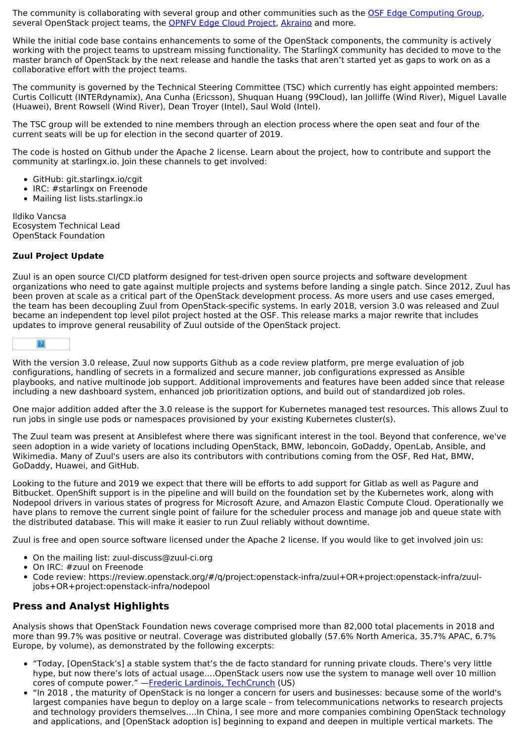The community is collaborating with several group and other communities such as the [OSF Edge Computing Group](), several OpenStack project teams, the [OPNFV Edge Cloud Project](), [Akraino]() and more.

While the initial code base contains enhancements to some of the OpenStack components, the community is actively working with the project teams to upstream missing functionality. The StarlingX community has decided to move to the master branch of OpenStack by the next release and handle the tasks that aren't started yet as gaps to work on as a collaborative effort with the project teams.

The community is governed by the Technical Steering Committee (TSC) which currently has eight appointed members: Curtis Collicutt (INTERdynamix), Ana Cunha (Ericsson), Shuquan Huang (99Cloud), Ian Jolliffe (Wind River), Miguel Lavalle (Huawei), Brent Rowsell (Wind River), Dean Troyer (Intel), Saul Wold (Intel).

The TSC group will be extended to nine members through an election process where the open seat and four of the current seats will be up for election in the second quarter of 2019.

The code is hosted on Github under the Apache 2 license. Learn about the project, how to contribute and support the community at starlingx.io. Join these channels to get involved:

- GitHub: git.starlingx.io/cgit
- IRC: #starlingx on Freenode
- Mailing list lists.starlingx.io

Ildiko Vancsa
Ecosystem Technical Lead
OpenStack Foundation

**Zuul Project Update**

Zuul is an open source CI/CD platform designed for test-driven open source projects and software development organizations who need to gate against multiple projects and systems before landing a single patch. Since 2012, Zuul has been proven at scale as a critical part of the OpenStack development process. As more users and use cases emerged, the team has been decoupling Zuul from OpenStack-specific systems. In early 2018, version 3.0 was released and Zuul became an independent top level pilot project hosted at the OSF. This release marks a major rewrite that includes updates to improve general reusability of Zuul outside of the OpenStack project.

With the version 3.0 release, Zuul now supports Github as a code review platform, pre merge evaluation of job configurations, handling of secrets in a formalized and secure manner, job configurations expressed as Ansible playbooks, and native multinode job support. Additional improvements and features have been added since that release including a new dashboard system, enhanced job prioritization options, and build out of standardized job roles.

One major addition added after the 3.0 release is the support for Kubernetes managed test resources. This allows Zuul to run jobs in single use pods or namespaces provisioned by your existing Kubernetes cluster(s).

The Zuul team was present at Ansiblefest where there was significant interest in the tool. Beyond that conference, we've seen adoption in a wide variety of locations including OpenStack, BMW, leboncoin, GoDaddy, OpenLab, Ansible, and Wikimedia. Many of Zuul's users are also its contributors with contributions coming from the OSF, Red Hat, BMW, GoDaddy, Huawei, and GitHub.

Looking to the future and 2019 we expect that there will be efforts to add support for Gitlab as well as Pagure and Bitbucket. OpenShift support is in the pipeline and will build on the foundation set by the Kubernetes work, along with Nodepool drivers in various states of progress for Microsoft Azure, and Amazon Elastic Compute Cloud. Operationally we have plans to remove the current single point of failure for the scheduler process and manage job and queue state with the distributed database. This will make it easier to run Zuul reliably without downtime.

Zuul is free and open source software licensed under the Apache 2 license. If you would like to get involved join us:

- On the mailing list: zuul-discuss@zuul-ci.org
- On IRC: #zuul on Freenode
- Code review: https://review.openstack.org/#/q/project:openstack-infra/zuul+OR+project:openstack-infra/zuul-jobs+OR+project:openstack-infra/nodepool

## Press and Analyst Highlights

Analysis shows that OpenStack Foundation news coverage comprised more than 82,000 total placements in 2018 and more than 99.7% was positive or neutral. Coverage was distributed globally (57.6% North America, 35.7% APAC, 6.7% Europe, by volume), as demonstrated by the following excerpts:

- "Today, [OpenStack's] a stable system that's the de facto standard for running private clouds. There's very little hype, but now there's lots of actual usage….OpenStack users now use the system to manage well over 10 million cores of compute power." —[Frederic Lardinois, TechCrunch]() (US)
- "In 2018 , the maturity of OpenStack is no longer a concern for users and businesses: because some of the world's largest companies have begun to deploy on a large scale – from telecommunications networks to research projects and technology providers themselves….In China, I see more and more companies combining OpenStack technology and applications, and [OpenStack adoption is] beginning to expand and deepen in multiple vertical markets. The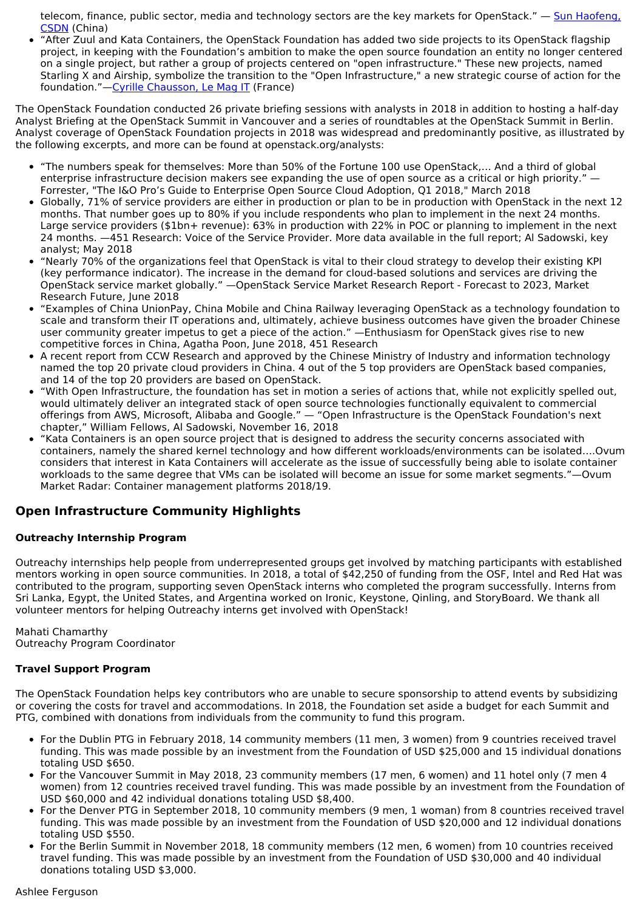- telecom, finance, public sector, media and technology sectors are the key markets for OpenStack." — [Sun Haofeng, CSDN](#) (China)
- "After Zuul and Kata Containers, the OpenStack Foundation has added two side projects to its OpenStack flagship project, in keeping with the Foundation's ambition to make the open source foundation an entity no longer centered on a single project, but rather a group of projects centered on "open infrastructure." These new projects, named Starling X and Airship, symbolize the transition to the "Open Infrastructure," a new strategic course of action for the foundation."—[Cyrille Chausson, Le Mag IT](#) (France)

The OpenStack Foundation conducted 26 private briefing sessions with analysts in 2018 in addition to hosting a half-day Analyst Briefing at the OpenStack Summit in Vancouver and a series of roundtables at the OpenStack Summit in Berlin. Analyst coverage of OpenStack Foundation projects in 2018 was widespread and predominantly positive, as illustrated by the following excerpts, and more can be found at openstack.org/analysts:

- "The numbers speak for themselves: More than 50% of the Fortune 100 use OpenStack,… And a third of global enterprise infrastructure decision makers see expanding the use of open source as a critical or high priority." — Forrester, "The I&O Pro's Guide to Enterprise Open Source Cloud Adoption, Q1 2018," March 2018
- Globally, 71% of service providers are either in production or plan to be in production with OpenStack in the next 12 months. That number goes up to 80% if you include respondents who plan to implement in the next 24 months. Large service providers ($1bn+ revenue): 63% in production with 22% in POC or planning to implement in the next 24 months. —451 Research: Voice of the Service Provider. More data available in the full report; Al Sadowski, key analyst; May 2018
- "Nearly 70% of the organizations feel that OpenStack is vital to their cloud strategy to develop their existing KPI (key performance indicator). The increase in the demand for cloud-based solutions and services are driving the OpenStack service market globally." —OpenStack Service Market Research Report - Forecast to 2023, Market Research Future, June 2018
- "Examples of China UnionPay, China Mobile and China Railway leveraging OpenStack as a technology foundation to scale and transform their IT operations and, ultimately, achieve business outcomes have given the broader Chinese user community greater impetus to get a piece of the action." —Enthusiasm for OpenStack gives rise to new competitive forces in China, Agatha Poon, June 2018, 451 Research
- A recent report from CCW Research and approved by the Chinese Ministry of Industry and information technology named the top 20 private cloud providers in China. 4 out of the 5 top providers are OpenStack based companies, and 14 of the top 20 providers are based on OpenStack.
- "With Open Infrastructure, the foundation has set in motion a series of actions that, while not explicitly spelled out, would ultimately deliver an integrated stack of open source technologies functionally equivalent to commercial offerings from AWS, Microsoft, Alibaba and Google." — "Open Infrastructure is the OpenStack Foundation's next chapter," William Fellows, Al Sadowski, November 16, 2018
- "Kata Containers is an open source project that is designed to address the security concerns associated with containers, namely the shared kernel technology and how different workloads/environments can be isolated….Ovum considers that interest in Kata Containers will accelerate as the issue of successfully being able to isolate container workloads to the same degree that VMs can be isolated will become an issue for some market segments."—Ovum Market Radar: Container management platforms 2018/19.

## Open Infrastructure Community Highlights

### Outreachy Internship Program

Outreachy internships help people from underrepresented groups get involved by matching participants with established mentors working in open source communities. In 2018, a total of $42,250 of funding from the OSF, Intel and Red Hat was contributed to the program, supporting seven OpenStack interns who completed the program successfully. Interns from Sri Lanka, Egypt, the United States, and Argentina worked on Ironic, Keystone, Qinling, and StoryBoard. We thank all volunteer mentors for helping Outreachy interns get involved with OpenStack!

Mahati Chamarthy
Outreachy Program Coordinator

### Travel Support Program

The OpenStack Foundation helps key contributors who are unable to secure sponsorship to attend events by subsidizing or covering the costs for travel and accommodations. In 2018, the Foundation set aside a budget for each Summit and PTG, combined with donations from individuals from the community to fund this program.

- For the Dublin PTG in February 2018, 14 community members (11 men, 3 women) from 9 countries received travel funding. This was made possible by an investment from the Foundation of USD $25,000 and 15 individual donations totaling USD $650.
- For the Vancouver Summit in May 2018, 23 community members (17 men, 6 women) and 11 hotel only (7 men 4 women) from 12 countries received travel funding. This was made possible by an investment from the Foundation of USD $60,000 and 42 individual donations totaling USD $8,400.
- For the Denver PTG in September 2018, 10 community members (9 men, 1 woman) from 8 countries received travel funding. This was made possible by an investment from the Foundation of USD $20,000 and 12 individual donations totaling USD $550.
- For the Berlin Summit in November 2018, 18 community members (12 men, 6 women) from 10 countries received travel funding. This was made possible by an investment from the Foundation of USD $30,000 and 40 individual donations totaling USD $3,000.

Ashlee Ferguson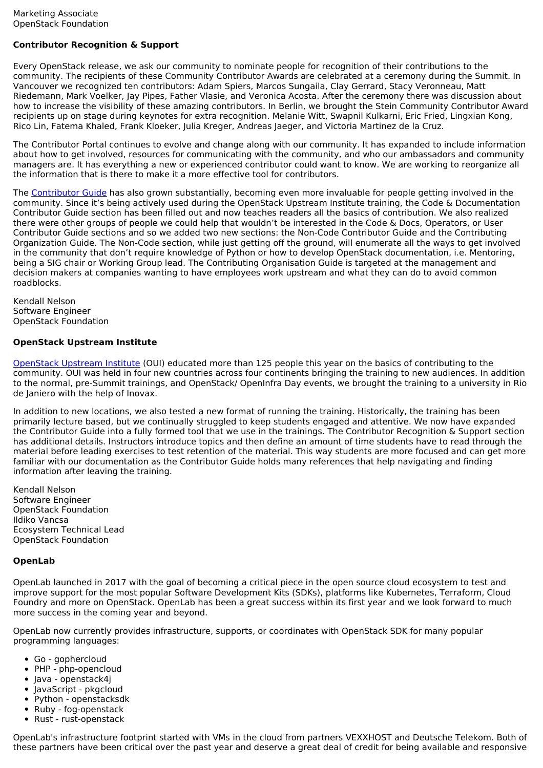Marketing Associate
OpenStack Foundation

### Contributor Recognition & Support

Every OpenStack release, we ask our community to nominate people for recognition of their contributions to the community. The recipients of these Community Contributor Awards are celebrated at a ceremony during the Summit. In Vancouver we recognized ten contributors: Adam Spiers, Marcos Sungaila, Clay Gerrard, Stacy Veronneau, Matt Riedemann, Mark Voelker, Jay Pipes, Father Vlasie, and Veronica Acosta. After the ceremony there was discussion about how to increase the visibility of these amazing contributors. In Berlin, we brought the Stein Community Contributor Award recipients up on stage during keynotes for extra recognition. Melanie Witt, Swapnil Kulkarni, Eric Fried, Lingxian Kong, Rico Lin, Fatema Khaled, Frank Kloeker, Julia Kreger, Andreas Jaeger, and Victoria Martinez de la Cruz.

The Contributor Portal continues to evolve and change along with our community. It has expanded to include information about how to get involved, resources for communicating with the community, and who our ambassadors and community managers are. It has everything a new or experienced contributor could want to know. We are working to reorganize all the information that is there to make it a more effective tool for contributors.

The Contributor Guide has also grown substantially, becoming even more invaluable for people getting involved in the community. Since it's being actively used during the OpenStack Upstream Institute training, the Code & Documentation Contributor Guide section has been filled out and now teaches readers all the basics of contribution. We also realized there were other groups of people we could help that wouldn't be interested in the Code & Docs, Operators, or User Contributor Guide sections and so we added two new sections: the Non-Code Contributor Guide and the Contributing Organization Guide. The Non-Code section, while just getting off the ground, will enumerate all the ways to get involved in the community that don't require knowledge of Python or how to develop OpenStack documentation, i.e. Mentoring, being a SIG chair or Working Group lead. The Contributing Organisation Guide is targeted at the management and decision makers at companies wanting to have employees work upstream and what they can do to avoid common roadblocks.

Kendall Nelson
Software Engineer
OpenStack Foundation

### OpenStack Upstream Institute

OpenStack Upstream Institute (OUI) educated more than 125 people this year on the basics of contributing to the community. OUI was held in four new countries across four continents bringing the training to new audiences. In addition to the normal, pre-Summit trainings, and OpenStack/ OpenInfra Day events, we brought the training to a university in Rio de Janiero with the help of Inovax.

In addition to new locations, we also tested a new format of running the training. Historically, the training has been primarily lecture based, but we continually struggled to keep students engaged and attentive. We now have expanded the Contributor Guide into a fully formed tool that we use in the trainings. The Contributor Recognition & Support section has additional details. Instructors introduce topics and then define an amount of time students have to read through the material before leading exercises to test retention of the material. This way students are more focused and can get more familiar with our documentation as the Contributor Guide holds many references that help navigating and finding information after leaving the training.

Kendall Nelson
Software Engineer
OpenStack Foundation
Ildiko Vancsa
Ecosystem Technical Lead
OpenStack Foundation

### OpenLab

OpenLab launched in 2017 with the goal of becoming a critical piece in the open source cloud ecosystem to test and improve support for the most popular Software Development Kits (SDKs), platforms like Kubernetes, Terraform, Cloud Foundry and more on OpenStack. OpenLab has been a great success within its first year and we look forward to much more success in the coming year and beyond.

OpenLab now currently provides infrastructure, supports, or coordinates with OpenStack SDK for many popular programming languages:

- Go - gophercloud
- PHP - php-opencloud
- Java - openstack4j
- JavaScript - pkgcloud
- Python - openstacksdk
- Ruby - fog-openstack
- Rust - rust-openstack

OpenLab's infrastructure footprint started with VMs in the cloud from partners VEXXHOST and Deutsche Telekom. Both of these partners have been critical over the past year and deserve a great deal of credit for being available and responsive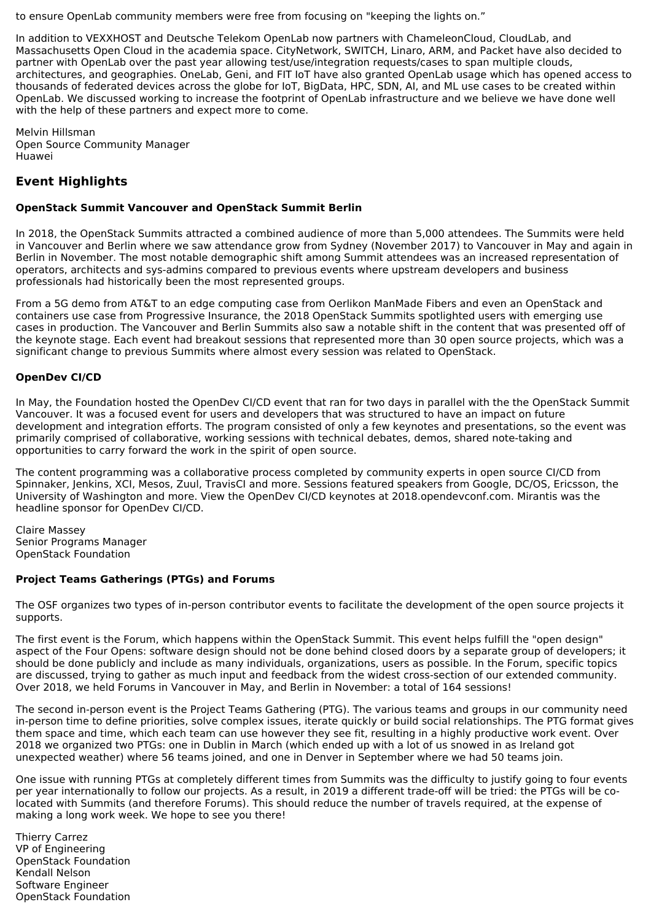to ensure OpenLab community members were free from focusing on "keeping the lights on."

In addition to VEXXHOST and Deutsche Telekom OpenLab now partners with ChameleonCloud, CloudLab, and Massachusetts Open Cloud in the academia space. CityNetwork, SWITCH, Linaro, ARM, and Packet have also decided to partner with OpenLab over the past year allowing test/use/integration requests/cases to span multiple clouds, architectures, and geographies. OneLab, Geni, and FIT IoT have also granted OpenLab usage which has opened access to thousands of federated devices across the globe for IoT, BigData, HPC, SDN, AI, and ML use cases to be created within OpenLab. We discussed working to increase the footprint of OpenLab infrastructure and we believe we have done well with the help of these partners and expect more to come.

Melvin Hillsman
Open Source Community Manager
Huawei

## Event Highlights

### OpenStack Summit Vancouver and OpenStack Summit Berlin

In 2018, the OpenStack Summits attracted a combined audience of more than 5,000 attendees. The Summits were held in Vancouver and Berlin where we saw attendance grow from Sydney (November 2017) to Vancouver in May and again in Berlin in November. The most notable demographic shift among Summit attendees was an increased representation of operators, architects and sys-admins compared to previous events where upstream developers and business professionals had historically been the most represented groups.

From a 5G demo from AT&T to an edge computing case from Oerlikon ManMade Fibers and even an OpenStack and containers use case from Progressive Insurance, the 2018 OpenStack Summits spotlighted users with emerging use cases in production. The Vancouver and Berlin Summits also saw a notable shift in the content that was presented off of the keynote stage. Each event had breakout sessions that represented more than 30 open source projects, which was a significant change to previous Summits where almost every session was related to OpenStack.

### OpenDev CI/CD

In May, the Foundation hosted the OpenDev CI/CD event that ran for two days in parallel with the the OpenStack Summit Vancouver. It was a focused event for users and developers that was structured to have an impact on future development and integration efforts. The program consisted of only a few keynotes and presentations, so the event was primarily comprised of collaborative, working sessions with technical debates, demos, shared note-taking and opportunities to carry forward the work in the spirit of open source.

The content programming was a collaborative process completed by community experts in open source CI/CD from Spinnaker, Jenkins, XCI, Mesos, Zuul, TravisCI and more. Sessions featured speakers from Google, DC/OS, Ericsson, the University of Washington and more. View the OpenDev CI/CD keynotes at 2018.opendevconf.com. Mirantis was the headline sponsor for OpenDev CI/CD.

Claire Massey
Senior Programs Manager
OpenStack Foundation

### Project Teams Gatherings (PTGs) and Forums

The OSF organizes two types of in-person contributor events to facilitate the development of the open source projects it supports.

The first event is the Forum, which happens within the OpenStack Summit. This event helps fulfill the "open design" aspect of the Four Opens: software design should not be done behind closed doors by a separate group of developers; it should be done publicly and include as many individuals, organizations, users as possible. In the Forum, specific topics are discussed, trying to gather as much input and feedback from the widest cross-section of our extended community. Over 2018, we held Forums in Vancouver in May, and Berlin in November: a total of 164 sessions!

The second in-person event is the Project Teams Gathering (PTG). The various teams and groups in our community need in-person time to define priorities, solve complex issues, iterate quickly or build social relationships. The PTG format gives them space and time, which each team can use however they see fit, resulting in a highly productive work event. Over 2018 we organized two PTGs: one in Dublin in March (which ended up with a lot of us snowed in as Ireland got unexpected weather) where 56 teams joined, and one in Denver in September where we had 50 teams join.

One issue with running PTGs at completely different times from Summits was the difficulty to justify going to four events per year internationally to follow our projects. As a result, in 2019 a different trade-off will be tried: the PTGs will be co-located with Summits (and therefore Forums). This should reduce the number of travels required, at the expense of making a long work week. We hope to see you there!

Thierry Carrez
VP of Engineering
OpenStack Foundation
Kendall Nelson
Software Engineer
OpenStack Foundation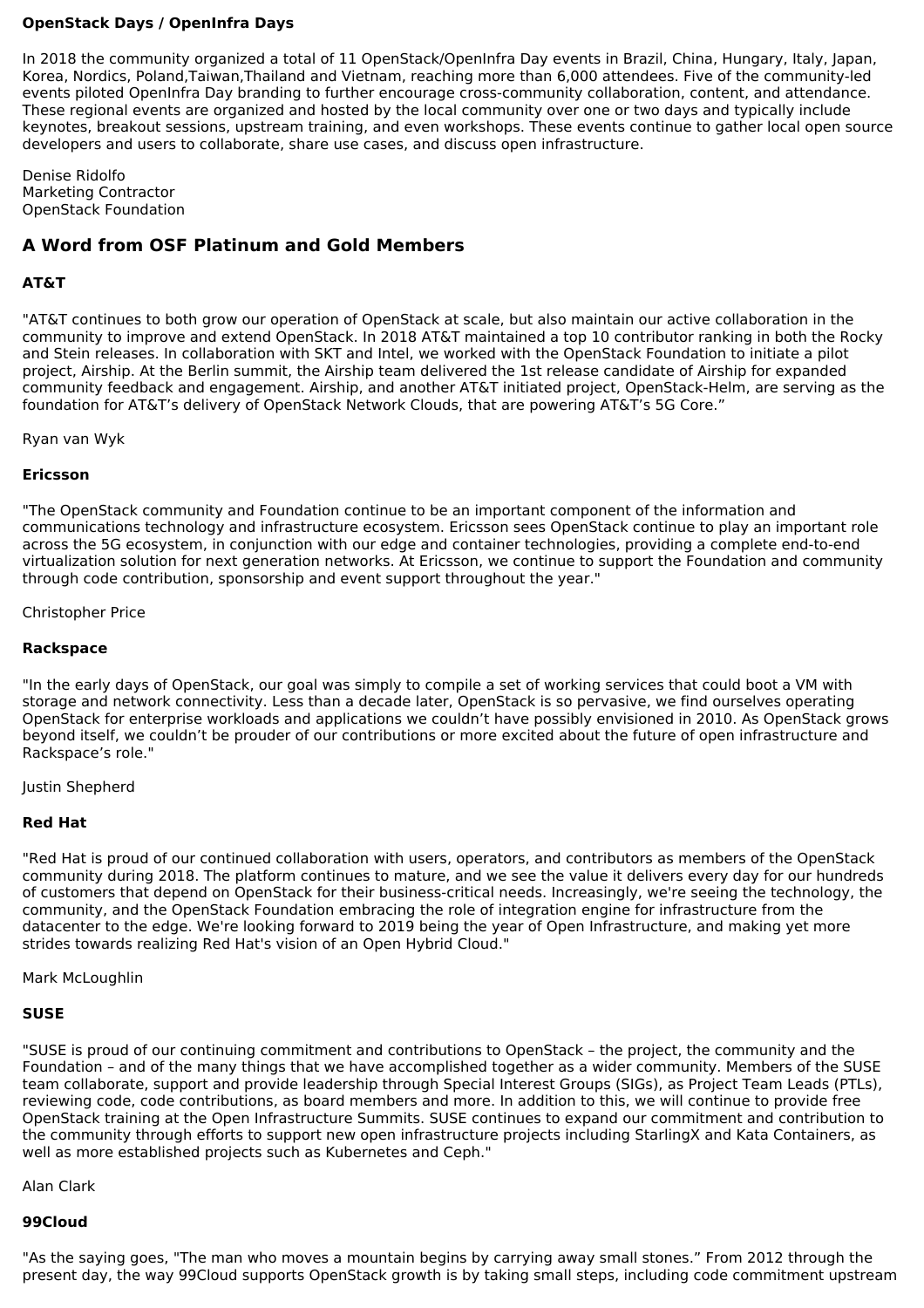### OpenStack Days / OpenInfra Days

In 2018 the community organized a total of 11 OpenStack/OpenInfra Day events in Brazil, China, Hungary, Italy, Japan, Korea, Nordics, Poland,Taiwan,Thailand and Vietnam, reaching more than 6,000 attendees. Five of the community-led events piloted OpenInfra Day branding to further encourage cross-community collaboration, content, and attendance. These regional events are organized and hosted by the local community over one or two days and typically include keynotes, breakout sessions, upstream training, and even workshops. These events continue to gather local open source developers and users to collaborate, share use cases, and discuss open infrastructure.

Denise Ridolfo
Marketing Contractor
OpenStack Foundation

## A Word from OSF Platinum and Gold Members

### AT&T

"AT&T continues to both grow our operation of OpenStack at scale, but also maintain our active collaboration in the community to improve and extend OpenStack. In 2018 AT&T maintained a top 10 contributor ranking in both the Rocky and Stein releases. In collaboration with SKT and Intel, we worked with the OpenStack Foundation to initiate a pilot project, Airship. At the Berlin summit, the Airship team delivered the 1st release candidate of Airship for expanded community feedback and engagement. Airship, and another AT&T initiated project, OpenStack-Helm, are serving as the foundation for AT&T's delivery of OpenStack Network Clouds, that are powering AT&T's 5G Core."

Ryan van Wyk

### Ericsson

"The OpenStack community and Foundation continue to be an important component of the information and communications technology and infrastructure ecosystem. Ericsson sees OpenStack continue to play an important role across the 5G ecosystem, in conjunction with our edge and container technologies, providing a complete end-to-end virtualization solution for next generation networks. At Ericsson, we continue to support the Foundation and community through code contribution, sponsorship and event support throughout the year."

Christopher Price

### Rackspace

"In the early days of OpenStack, our goal was simply to compile a set of working services that could boot a VM with storage and network connectivity. Less than a decade later, OpenStack is so pervasive, we find ourselves operating OpenStack for enterprise workloads and applications we couldn't have possibly envisioned in 2010. As OpenStack grows beyond itself, we couldn't be prouder of our contributions or more excited about the future of open infrastructure and Rackspace's role."

Justin Shepherd

### Red Hat

"Red Hat is proud of our continued collaboration with users, operators, and contributors as members of the OpenStack community during 2018. The platform continues to mature, and we see the value it delivers every day for our hundreds of customers that depend on OpenStack for their business-critical needs. Increasingly, we're seeing the technology, the community, and the OpenStack Foundation embracing the role of integration engine for infrastructure from the datacenter to the edge. We're looking forward to 2019 being the year of Open Infrastructure, and making yet more strides towards realizing Red Hat's vision of an Open Hybrid Cloud."

Mark McLoughlin

### SUSE

"SUSE is proud of our continuing commitment and contributions to OpenStack – the project, the community and the Foundation – and of the many things that we have accomplished together as a wider community. Members of the SUSE team collaborate, support and provide leadership through Special Interest Groups (SIGs), as Project Team Leads (PTLs), reviewing code, code contributions, as board members and more. In addition to this, we will continue to provide free OpenStack training at the Open Infrastructure Summits. SUSE continues to expand our commitment and contribution to the community through efforts to support new open infrastructure projects including StarlingX and Kata Containers, as well as more established projects such as Kubernetes and Ceph."

Alan Clark

### 99Cloud

"As the saying goes, "The man who moves a mountain begins by carrying away small stones." From 2012 through the present day, the way 99Cloud supports OpenStack growth is by taking small steps, including code commitment upstream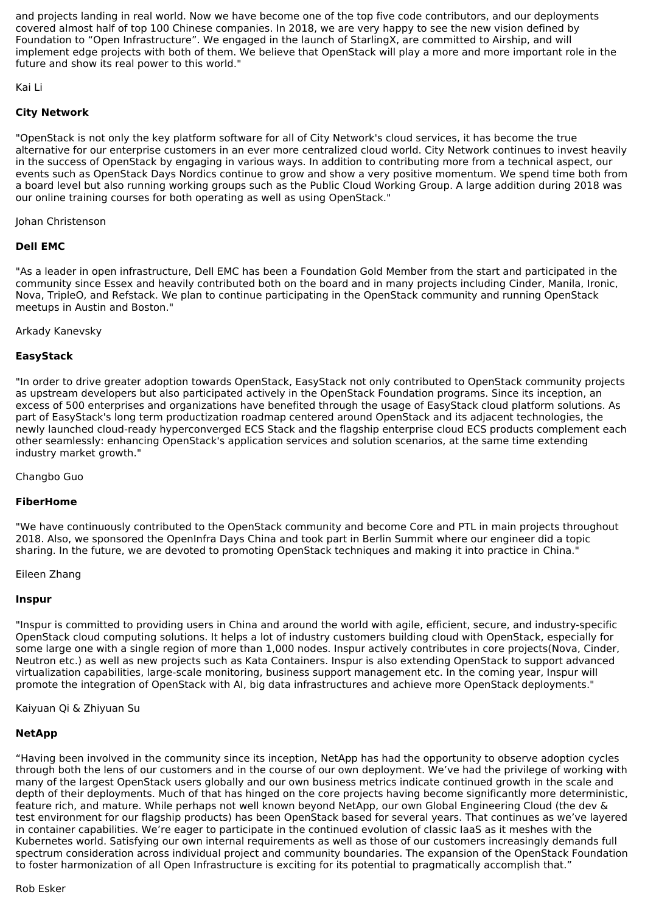and projects landing in real world. Now we have become one of the top five code contributors, and our deployments covered almost half of top 100 Chinese companies. In 2018, we are very happy to see the new vision defined by Foundation to “Open Infrastructure”. We engaged in the launch of StarlingX, are committed to Airship, and will implement edge projects with both of them. We believe that OpenStack will play a more and more important role in the future and show its real power to this world."

Kai Li

**City Network**

"OpenStack is not only the key platform software for all of City Network's cloud services, it has become the true alternative for our enterprise customers in an ever more centralized cloud world. City Network continues to invest heavily in the success of OpenStack by engaging in various ways. In addition to contributing more from a technical aspect, our events such as OpenStack Days Nordics continue to grow and show a very positive momentum. We spend time both from a board level but also running working groups such as the Public Cloud Working Group. A large addition during 2018 was our online training courses for both operating as well as using OpenStack."

Johan Christenson

**Dell EMC**

"As a leader in open infrastructure, Dell EMC has been a Foundation Gold Member from the start and participated in the community since Essex and heavily contributed both on the board and in many projects including Cinder, Manila, Ironic, Nova, TripleO, and Refstack. We plan to continue participating in the OpenStack community and running OpenStack meetups in Austin and Boston."

Arkady Kanevsky

**EasyStack**

"In order to drive greater adoption towards OpenStack, EasyStack not only contributed to OpenStack community projects as upstream developers but also participated actively in the OpenStack Foundation programs. Since its inception, an excess of 500 enterprises and organizations have benefited through the usage of EasyStack cloud platform solutions. As part of EasyStack's long term productization roadmap centered around OpenStack and its adjacent technologies, the newly launched cloud-ready hyperconverged ECS Stack and the flagship enterprise cloud ECS products complement each other seamlessly: enhancing OpenStack's application services and solution scenarios, at the same time extending industry market growth."

Changbo Guo

**FiberHome**

"We have continuously contributed to the OpenStack community and become Core and PTL in main projects throughout 2018. Also, we sponsored the OpenInfra Days China and took part in Berlin Summit where our engineer did a topic sharing. In the future, we are devoted to promoting OpenStack techniques and making it into practice in China."

Eileen Zhang

**Inspur**

"Inspur is committed to providing users in China and around the world with agile, efficient, secure, and industry-specific OpenStack cloud computing solutions. It helps a lot of industry customers building cloud with OpenStack, especially for some large one with a single region of more than 1,000 nodes. Inspur actively contributes in core projects(Nova, Cinder, Neutron etc.) as well as new projects such as Kata Containers. Inspur is also extending OpenStack to support advanced virtualization capabilities, large-scale monitoring, business support management etc. In the coming year, Inspur will promote the integration of OpenStack with AI, big data infrastructures and achieve more OpenStack deployments."

Kaiyuan Qi & Zhiyuan Su

**NetApp**

“Having been involved in the community since its inception, NetApp has had the opportunity to observe adoption cycles through both the lens of our customers and in the course of our own deployment. We’ve had the privilege of working with many of the largest OpenStack users globally and our own business metrics indicate continued growth in the scale and depth of their deployments. Much of that has hinged on the core projects having become significantly more deterministic, feature rich, and mature. While perhaps not well known beyond NetApp, our own Global Engineering Cloud (the dev & test environment for our flagship products) has been OpenStack based for several years. That continues as we’ve layered in container capabilities. We’re eager to participate in the continued evolution of classic IaaS as it meshes with the Kubernetes world. Satisfying our own internal requirements as well as those of our customers increasingly demands full spectrum consideration across individual project and community boundaries. The expansion of the OpenStack Foundation to foster harmonization of all Open Infrastructure is exciting for its potential to pragmatically accomplish that.”

Rob Esker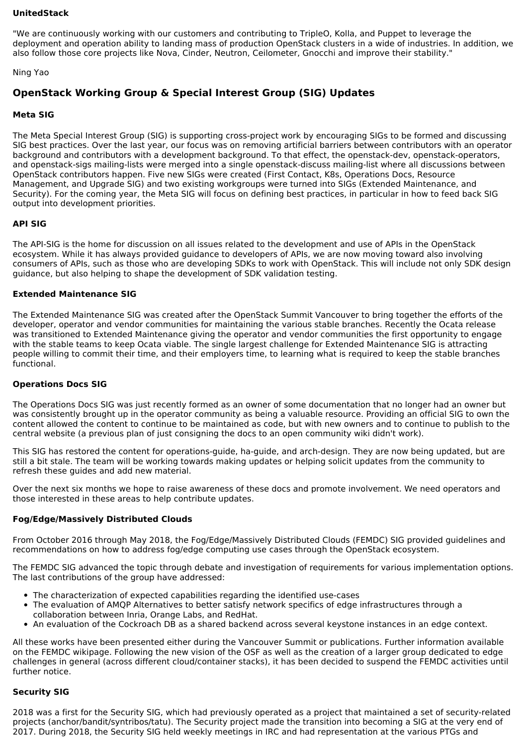### UnitedStack

"We are continuously working with our customers and contributing to TripleO, Kolla, and Puppet to leverage the deployment and operation ability to landing mass of production OpenStack clusters in a wide of industries. In addition, we also follow those core projects like Nova, Cinder, Neutron, Ceilometer, Gnocchi and improve their stability."

Ning Yao

## OpenStack Working Group & Special Interest Group (SIG) Updates

### Meta SIG

The Meta Special Interest Group (SIG) is supporting cross-project work by encouraging SIGs to be formed and discussing SIG best practices. Over the last year, our focus was on removing artificial barriers between contributors with an operator background and contributors with a development background. To that effect, the openstack-dev, openstack-operators, and openstack-sigs mailing-lists were merged into a single openstack-discuss mailing-list where all discussions between OpenStack contributors happen. Five new SIGs were created (First Contact, K8s, Operations Docs, Resource Management, and Upgrade SIG) and two existing workgroups were turned into SIGs (Extended Maintenance, and Security). For the coming year, the Meta SIG will focus on defining best practices, in particular in how to feed back SIG output into development priorities.

### API SIG

The API-SIG is the home for discussion on all issues related to the development and use of APIs in the OpenStack ecosystem. While it has always provided guidance to developers of APIs, we are now moving toward also involving consumers of APIs, such as those who are developing SDKs to work with OpenStack. This will include not only SDK design guidance, but also helping to shape the development of SDK validation testing.

### Extended Maintenance SIG

The Extended Maintenance SIG was created after the OpenStack Summit Vancouver to bring together the efforts of the developer, operator and vendor communities for maintaining the various stable branches. Recently the Ocata release was transitioned to Extended Maintenance giving the operator and vendor communities the first opportunity to engage with the stable teams to keep Ocata viable. The single largest challenge for Extended Maintenance SIG is attracting people willing to commit their time, and their employers time, to learning what is required to keep the stable branches functional.

### Operations Docs SIG

The Operations Docs SIG was just recently formed as an owner of some documentation that no longer had an owner but was consistently brought up in the operator community as being a valuable resource. Providing an official SIG to own the content allowed the content to continue to be maintained as code, but with new owners and to continue to publish to the central website (a previous plan of just consigning the docs to an open community wiki didn't work).

This SIG has restored the content for operations-guide, ha-guide, and arch-design. They are now being updated, but are still a bit stale. The team will be working towards making updates or helping solicit updates from the community to refresh these guides and add new material.

Over the next six months we hope to raise awareness of these docs and promote involvement. We need operators and those interested in these areas to help contribute updates.

### Fog/Edge/Massively Distributed Clouds

From October 2016 through May 2018, the Fog/Edge/Massively Distributed Clouds (FEMDC) SIG provided guidelines and recommendations on how to address fog/edge computing use cases through the OpenStack ecosystem.

The FEMDC SIG advanced the topic through debate and investigation of requirements for various implementation options. The last contributions of the group have addressed:

- The characterization of expected capabilities regarding the identified use-cases
- The evaluation of AMQP Alternatives to better satisfy network specifics of edge infrastructures through a collaboration between Inria, Orange Labs, and RedHat.
- An evaluation of the Cockroach DB as a shared backend across several keystone instances in an edge context.

All these works have been presented either during the Vancouver Summit or publications. Further information available on the FEMDC wikipage. Following the new vision of the OSF as well as the creation of a larger group dedicated to edge challenges in general (across different cloud/container stacks), it has been decided to suspend the FEMDC activities until further notice.

### Security SIG

2018 was a first for the Security SIG, which had previously operated as a project that maintained a set of security-related projects (anchor/bandit/syntribos/tatu). The Security project made the transition into becoming a SIG at the very end of 2017. During 2018, the Security SIG held weekly meetings in IRC and had representation at the various PTGs and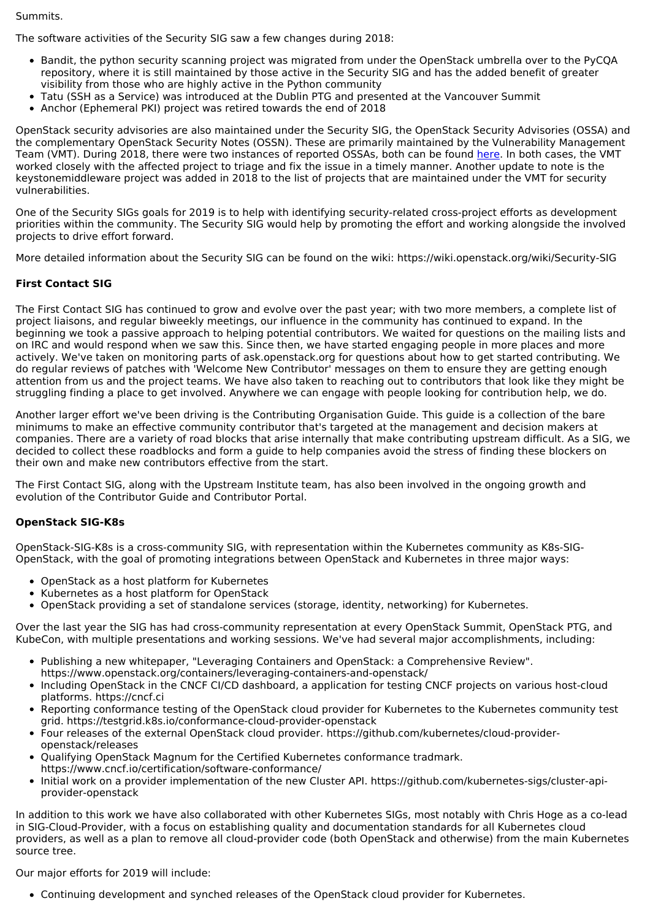Summits.

The software activities of the Security SIG saw a few changes during 2018:

- Bandit, the python security scanning project was migrated from under the OpenStack umbrella over to the PyCQA repository, where it is still maintained by those active in the Security SIG and has the added benefit of greater visibility from those who are highly active in the Python community
- Tatu (SSH as a Service) was introduced at the Dublin PTG and presented at the Vancouver Summit
- Anchor (Ephemeral PKI) project was retired towards the end of 2018

OpenStack security advisories are also maintained under the Security SIG, the OpenStack Security Advisories (OSSA) and the complementary OpenStack Security Notes (OSSN). These are primarily maintained by the Vulnerability Management Team (VMT). During 2018, there were two instances of reported OSSAs, both can be found here. In both cases, the VMT worked closely with the affected project to triage and fix the issue in a timely manner. Another update to note is the keystonemiddleware project was added in 2018 to the list of projects that are maintained under the VMT for security vulnerabilities.

One of the Security SIGs goals for 2019 is to help with identifying security-related cross-project efforts as development priorities within the community. The Security SIG would help by promoting the effort and working alongside the involved projects to drive effort forward.

More detailed information about the Security SIG can be found on the wiki: https://wiki.openstack.org/wiki/Security-SIG

### First Contact SIG

The First Contact SIG has continued to grow and evolve over the past year; with two more members, a complete list of project liaisons, and regular biweekly meetings, our influence in the community has continued to expand. In the beginning we took a passive approach to helping potential contributors. We waited for questions on the mailing lists and on IRC and would respond when we saw this. Since then, we have started engaging people in more places and more actively. We've taken on monitoring parts of ask.openstack.org for questions about how to get started contributing. We do regular reviews of patches with 'Welcome New Contributor' messages on them to ensure they are getting enough attention from us and the project teams. We have also taken to reaching out to contributors that look like they might be struggling finding a place to get involved. Anywhere we can engage with people looking for contribution help, we do.

Another larger effort we've been driving is the Contributing Organisation Guide. This guide is a collection of the bare minimums to make an effective community contributor that's targeted at the management and decision makers at companies. There are a variety of road blocks that arise internally that make contributing upstream difficult. As a SIG, we decided to collect these roadblocks and form a guide to help companies avoid the stress of finding these blockers on their own and make new contributors effective from the start.

The First Contact SIG, along with the Upstream Institute team, has also been involved in the ongoing growth and evolution of the Contributor Guide and Contributor Portal.

### OpenStack SIG-K8s

OpenStack-SIG-K8s is a cross-community SIG, with representation within the Kubernetes community as K8s-SIG-OpenStack, with the goal of promoting integrations between OpenStack and Kubernetes in three major ways:

- OpenStack as a host platform for Kubernetes
- Kubernetes as a host platform for OpenStack
- OpenStack providing a set of standalone services (storage, identity, networking) for Kubernetes.

Over the last year the SIG has had cross-community representation at every OpenStack Summit, OpenStack PTG, and KubeCon, with multiple presentations and working sessions. We've had several major accomplishments, including:

- Publishing a new whitepaper, "Leveraging Containers and OpenStack: a Comprehensive Review". https://www.openstack.org/containers/leveraging-containers-and-openstack/
- Including OpenStack in the CNCF CI/CD dashboard, a application for testing CNCF projects on various host-cloud platforms. https://cncf.ci
- Reporting conformance testing of the OpenStack cloud provider for Kubernetes to the Kubernetes community test grid. https://testgrid.k8s.io/conformance-cloud-provider-openstack
- Four releases of the external OpenStack cloud provider. https://github.com/kubernetes/cloud-provider-openstack/releases
- Qualifying OpenStack Magnum for the Certified Kubernetes conformance tradmark. https://www.cncf.io/certification/software-conformance/
- Initial work on a provider implementation of the new Cluster API. https://github.com/kubernetes-sigs/cluster-api-provider-openstack

In addition to this work we have also collaborated with other Kubernetes SIGs, most notably with Chris Hoge as a co-lead in SIG-Cloud-Provider, with a focus on establishing quality and documentation standards for all Kubernetes cloud providers, as well as a plan to remove all cloud-provider code (both OpenStack and otherwise) from the main Kubernetes source tree.

Our major efforts for 2019 will include:

- Continuing development and synched releases of the OpenStack cloud provider for Kubernetes.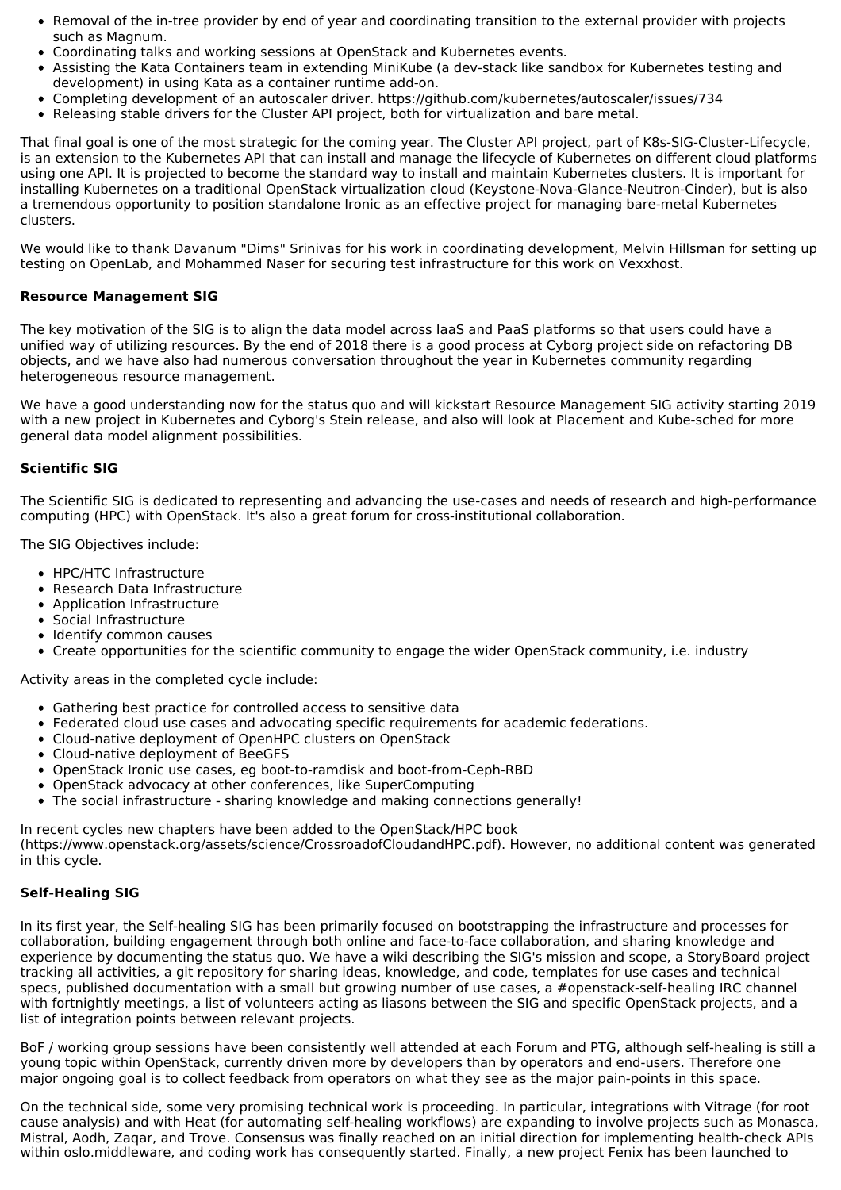- Removal of the in-tree provider by end of year and coordinating transition to the external provider with projects such as Magnum.
- Coordinating talks and working sessions at OpenStack and Kubernetes events.
- Assisting the Kata Containers team in extending MiniKube (a dev-stack like sandbox for Kubernetes testing and development) in using Kata as a container runtime add-on.
- Completing development of an autoscaler driver. https://github.com/kubernetes/autoscaler/issues/734
- Releasing stable drivers for the Cluster API project, both for virtualization and bare metal.

That final goal is one of the most strategic for the coming year. The Cluster API project, part of K8s-SIG-Cluster-Lifecycle, is an extension to the Kubernetes API that can install and manage the lifecycle of Kubernetes on different cloud platforms using one API. It is projected to become the standard way to install and maintain Kubernetes clusters. It is important for installing Kubernetes on a traditional OpenStack virtualization cloud (Keystone-Nova-Glance-Neutron-Cinder), but is also a tremendous opportunity to position standalone Ironic as an effective project for managing bare-metal Kubernetes clusters.

We would like to thank Davanum "Dims" Srinivas for his work in coordinating development, Melvin Hillsman for setting up testing on OpenLab, and Mohammed Naser for securing test infrastructure for this work on Vexxhost.

**Resource Management SIG**

The key motivation of the SIG is to align the data model across IaaS and PaaS platforms so that users could have a unified way of utilizing resources. By the end of 2018 there is a good process at Cyborg project side on refactoring DB objects, and we have also had numerous conversation throughout the year in Kubernetes community regarding heterogeneous resource management.

We have a good understanding now for the status quo and will kickstart Resource Management SIG activity starting 2019 with a new project in Kubernetes and Cyborg's Stein release, and also will look at Placement and Kube-sched for more general data model alignment possibilities.

**Scientific SIG**

The Scientific SIG is dedicated to representing and advancing the use-cases and needs of research and high-performance computing (HPC) with OpenStack. It's also a great forum for cross-institutional collaboration.

The SIG Objectives include:

- HPC/HTC Infrastructure
- Research Data Infrastructure
- Application Infrastructure
- Social Infrastructure
- Identify common causes
- Create opportunities for the scientific community to engage the wider OpenStack community, i.e. industry

Activity areas in the completed cycle include:

- Gathering best practice for controlled access to sensitive data
- Federated cloud use cases and advocating specific requirements for academic federations.
- Cloud-native deployment of OpenHPC clusters on OpenStack
- Cloud-native deployment of BeeGFS
- OpenStack Ironic use cases, eg boot-to-ramdisk and boot-from-Ceph-RBD
- OpenStack advocacy at other conferences, like SuperComputing
- The social infrastructure - sharing knowledge and making connections generally!

In recent cycles new chapters have been added to the OpenStack/HPC book (https://www.openstack.org/assets/science/CrossroadofCloudandHPC.pdf). However, no additional content was generated in this cycle.

**Self-Healing SIG**

In its first year, the Self-healing SIG has been primarily focused on bootstrapping the infrastructure and processes for collaboration, building engagement through both online and face-to-face collaboration, and sharing knowledge and experience by documenting the status quo. We have a wiki describing the SIG's mission and scope, a StoryBoard project tracking all activities, a git repository for sharing ideas, knowledge, and code, templates for use cases and technical specs, published documentation with a small but growing number of use cases, a #openstack-self-healing IRC channel with fortnightly meetings, a list of volunteers acting as liasons between the SIG and specific OpenStack projects, and a list of integration points between relevant projects.

BoF / working group sessions have been consistently well attended at each Forum and PTG, although self-healing is still a young topic within OpenStack, currently driven more by developers than by operators and end-users. Therefore one major ongoing goal is to collect feedback from operators on what they see as the major pain-points in this space.

On the technical side, some very promising technical work is proceeding. In particular, integrations with Vitrage (for root cause analysis) and with Heat (for automating self-healing workflows) are expanding to involve projects such as Monasca, Mistral, Aodh, Zaqar, and Trove. Consensus was finally reached on an initial direction for implementing health-check APIs within oslo.middleware, and coding work has consequently started. Finally, a new project Fenix has been launched to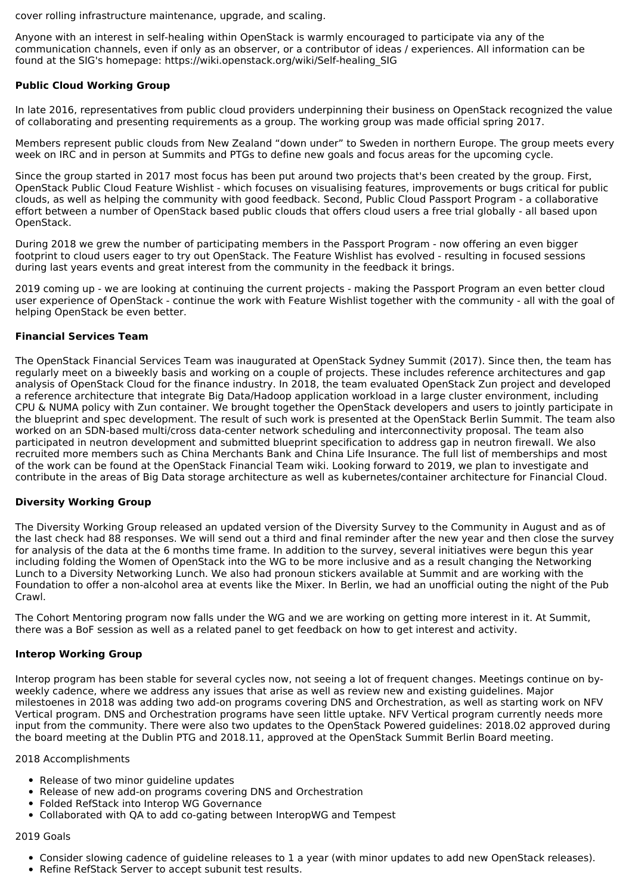cover rolling infrastructure maintenance, upgrade, and scaling.

Anyone with an interest in self-healing within OpenStack is warmly encouraged to participate via any of the communication channels, even if only as an observer, or a contributor of ideas / experiences. All information can be found at the SIG's homepage: https://wiki.openstack.org/wiki/Self-healing_SIG

**Public Cloud Working Group**

In late 2016, representatives from public cloud providers underpinning their business on OpenStack recognized the value of collaborating and presenting requirements as a group. The working group was made official spring 2017.

Members represent public clouds from New Zealand “down under” to Sweden in northern Europe. The group meets every week on IRC and in person at Summits and PTGs to define new goals and focus areas for the upcoming cycle.

Since the group started in 2017 most focus has been put around two projects that's been created by the group. First, OpenStack Public Cloud Feature Wishlist - which focuses on visualising features, improvements or bugs critical for public clouds, as well as helping the community with good feedback. Second, Public Cloud Passport Program - a collaborative effort between a number of OpenStack based public clouds that offers cloud users a free trial globally - all based upon OpenStack.

During 2018 we grew the number of participating members in the Passport Program - now offering an even bigger footprint to cloud users eager to try out OpenStack. The Feature Wishlist has evolved - resulting in focused sessions during last years events and great interest from the community in the feedback it brings.

2019 coming up - we are looking at continuing the current projects - making the Passport Program an even better cloud user experience of OpenStack - continue the work with Feature Wishlist together with the community - all with the goal of helping OpenStack be even better.

**Financial Services Team**

The OpenStack Financial Services Team was inaugurated at OpenStack Sydney Summit (2017). Since then, the team has regularly meet on a biweekly basis and working on a couple of projects. These includes reference architectures and gap analysis of OpenStack Cloud for the finance industry. In 2018, the team evaluated OpenStack Zun project and developed a reference architecture that integrate Big Data/Hadoop application workload in a large cluster environment, including CPU & NUMA policy with Zun container. We brought together the OpenStack developers and users to jointly participate in the blueprint and spec development. The result of such work is presented at the OpenStack Berlin Summit. The team also worked on an SDN-based multi/cross data-center network scheduling and interconnectivity proposal. The team also participated in neutron development and submitted blueprint specification to address gap in neutron firewall. We also recruited more members such as China Merchants Bank and China Life Insurance. The full list of memberships and most of the work can be found at the OpenStack Financial Team wiki. Looking forward to 2019, we plan to investigate and contribute in the areas of Big Data storage architecture as well as kubernetes/container architecture for Financial Cloud.

**Diversity Working Group**

The Diversity Working Group released an updated version of the Diversity Survey to the Community in August and as of the last check had 88 responses. We will send out a third and final reminder after the new year and then close the survey for analysis of the data at the 6 months time frame. In addition to the survey, several initiatives were begun this year including folding the Women of OpenStack into the WG to be more inclusive and as a result changing the Networking Lunch to a Diversity Networking Lunch. We also had pronoun stickers available at Summit and are working with the Foundation to offer a non-alcohol area at events like the Mixer. In Berlin, we had an unofficial outing the night of the Pub Crawl.

The Cohort Mentoring program now falls under the WG and we are working on getting more interest in it. At Summit, there was a BoF session as well as a related panel to get feedback on how to get interest and activity.

**Interop Working Group**

Interop program has been stable for several cycles now, not seeing a lot of frequent changes. Meetings continue on by-weekly cadence, where we address any issues that arise as well as review new and existing guidelines. Major milestoenes in 2018 was adding two add-on programs covering DNS and Orchestration, as well as starting work on NFV Vertical program. DNS and Orchestration programs have seen little uptake. NFV Vertical program currently needs more input from the community. There were also two updates to the OpenStack Powered guidelines: 2018.02 approved during the board meeting at the Dublin PTG and 2018.11, approved at the OpenStack Summit Berlin Board meeting.

2018 Accomplishments

- Release of two minor guideline updates
- Release of new add-on programs covering DNS and Orchestration
- Folded RefStack into Interop WG Governance
- Collaborated with QA to add co-gating between InteropWG and Tempest

2019 Goals

- Consider slowing cadence of guideline releases to 1 a year (with minor updates to add new OpenStack releases).
- Refine RefStack Server to accept subunit test results.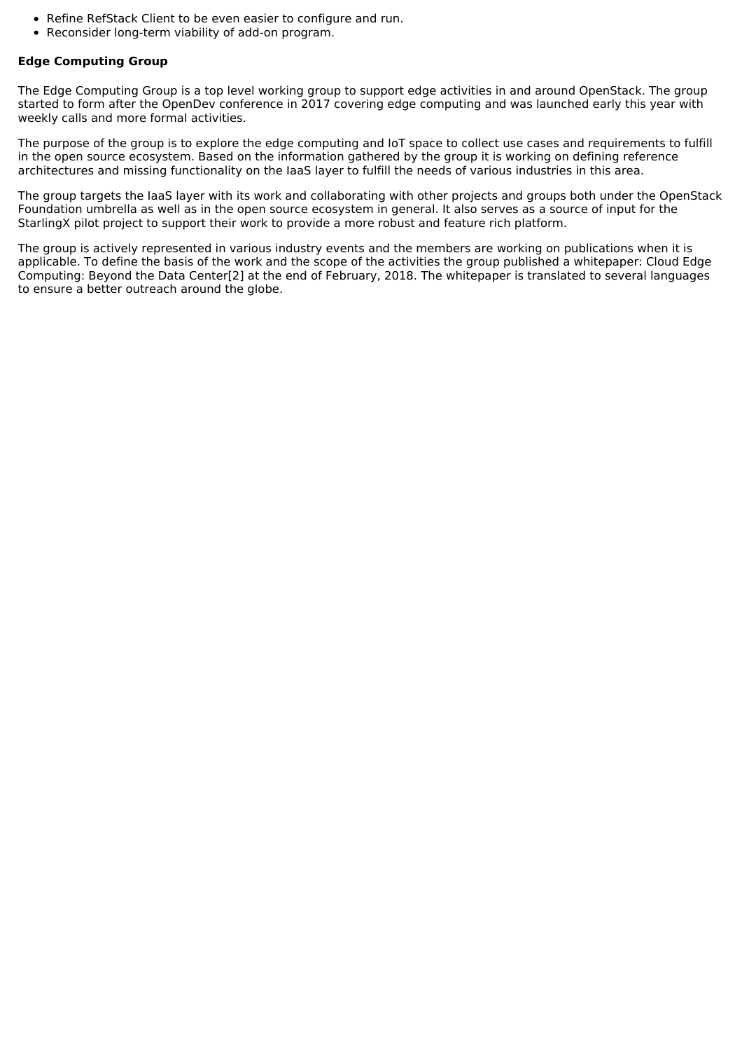- Refine RefStack Client to be even easier to configure and run.
- Reconsider long-term viability of add-on program.

**Edge Computing Group**

The Edge Computing Group is a top level working group to support edge activities in and around OpenStack. The group started to form after the OpenDev conference in 2017 covering edge computing and was launched early this year with weekly calls and more formal activities.

The purpose of the group is to explore the edge computing and IoT space to collect use cases and requirements to fulfill in the open source ecosystem. Based on the information gathered by the group it is working on defining reference architectures and missing functionality on the IaaS layer to fulfill the needs of various industries in this area.

The group targets the IaaS layer with its work and collaborating with other projects and groups both under the OpenStack Foundation umbrella as well as in the open source ecosystem in general. It also serves as a source of input for the StarlingX pilot project to support their work to provide a more robust and feature rich platform.

The group is actively represented in various industry events and the members are working on publications when it is applicable. To define the basis of the work and the scope of the activities the group published a whitepaper: Cloud Edge Computing: Beyond the Data Center[2] at the end of February, 2018. The whitepaper is translated to several languages to ensure a better outreach around the globe.